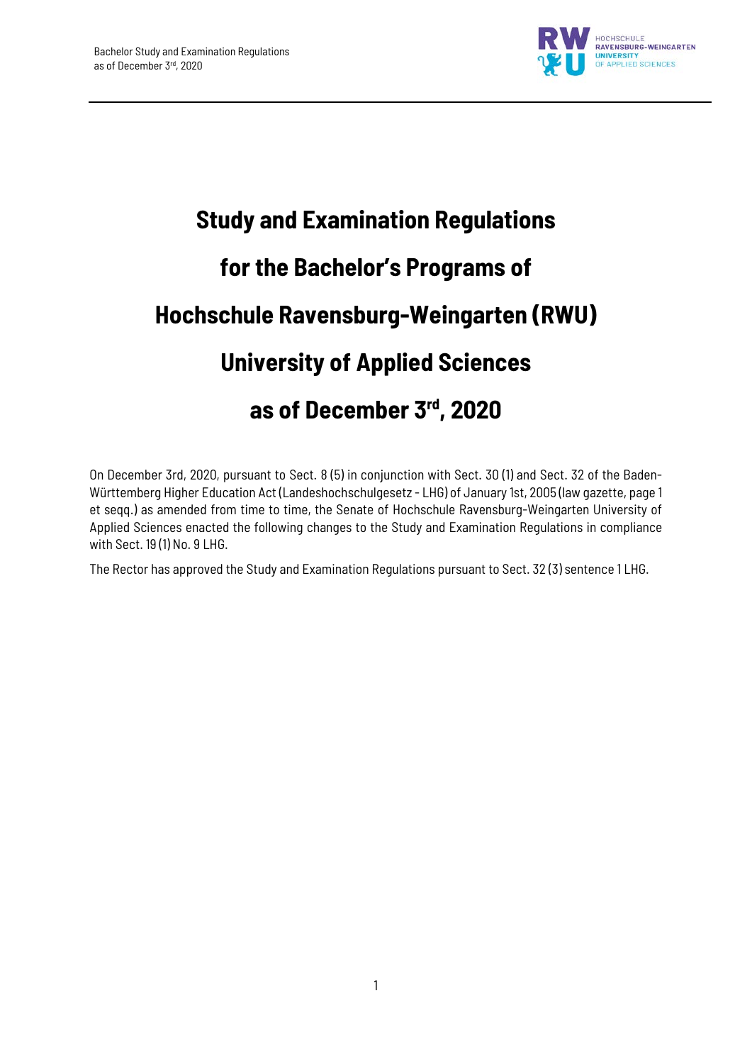# Study and Examination Regulations

# for the Bachelor's Programs of

# Hochschule Ravensburg-Weingarten (RWU)

# University of Applied Sciences

# as of December 3rd, 2020

On December 3rd, 2020, pursuant to Sect. 8 (5) in conjunction with Sect. 30 (1) and Sect. 32 of the Baden-Württemberg Higher Education Act (Landeshochschulgesetz - LHG) of January 1st, 2005 (law gazette, page 1 et seqq.) as amended from time to time, the Senate of Hochschule Ravensburg-Weingarten University of Applied Sciences enacted the following changes to the Study and Examination Regulations in compliance with Sect. 19 (1) No. 9 LHG.

The Rector has approved the Study and Examination Regulations pursuant to Sect. 32 (3) sentence 1 LHG.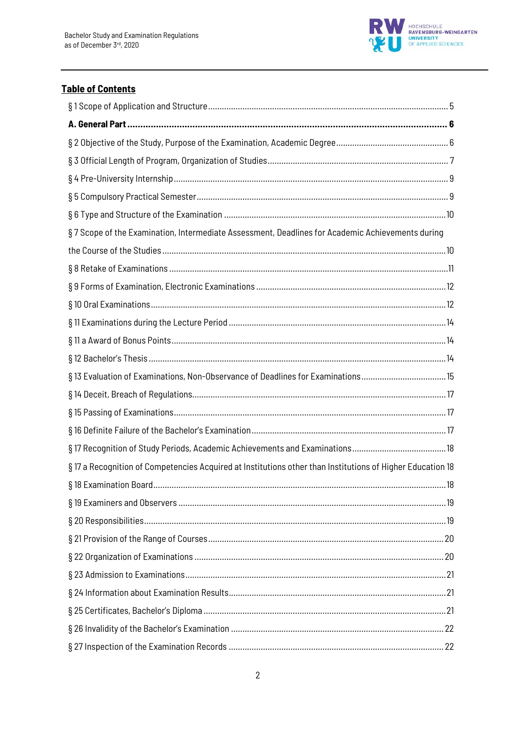## Table of Contents

§ 1 Scope of Application and Structure ........ 5

**A. General Part ........ 6**

§ 2 Objective of the Study, Purpose of the Examination, Academic Degree ........ 6

§ 3 Official Length of Program, Organization of Studies ........ 7

§ 4 Pre-University Internship ........ 9

§ 5 Compulsory Practical Semester ........ 9

§ 6 Type and Structure of the Examination ........ 10

§ 7 Scope of the Examination, Intermediate Assessment, Deadlines for Academic Achievements during the Course of the Studies ........ 10

§ 8 Retake of Examinations ........ 11

§ 9 Forms of Examination, Electronic Examinations ........ 12

§ 10 Oral Examinations ........ 12

§ 11 Examinations during the Lecture Period ........ 14

§ 11 a Award of Bonus Points ........ 14

§ 12 Bachelor's Thesis ........ 14

§ 13 Evaluation of Examinations, Non-Observance of Deadlines for Examinations ........ 15

§ 14 Deceit, Breach of Regulations ........ 17

§ 15 Passing of Examinations ........ 17

§ 16 Definite Failure of the Bachelor's Examination ........ 17

§ 17 Recognition of Study Periods, Academic Achievements and Examinations ........ 18

§ 17 a Recognition of Competencies Acquired at Institutions other than Institutions of Higher Education 18

§ 18 Examination Board ........ 18

§ 19 Examiners and Observers ........ 19

§ 20 Responsibilities ........ 19

§ 21 Provision of the Range of Courses ........ 20

§ 22 Organization of Examinations ........ 20

§ 23 Admission to Examinations ........ 21

§ 24 Information about Examination Results ........ 21

§ 25 Certificates, Bachelor's Diploma ........ 21

§ 26 Invalidity of the Bachelor's Examination ........ 22

§ 27 Inspection of the Examination Records ........ 22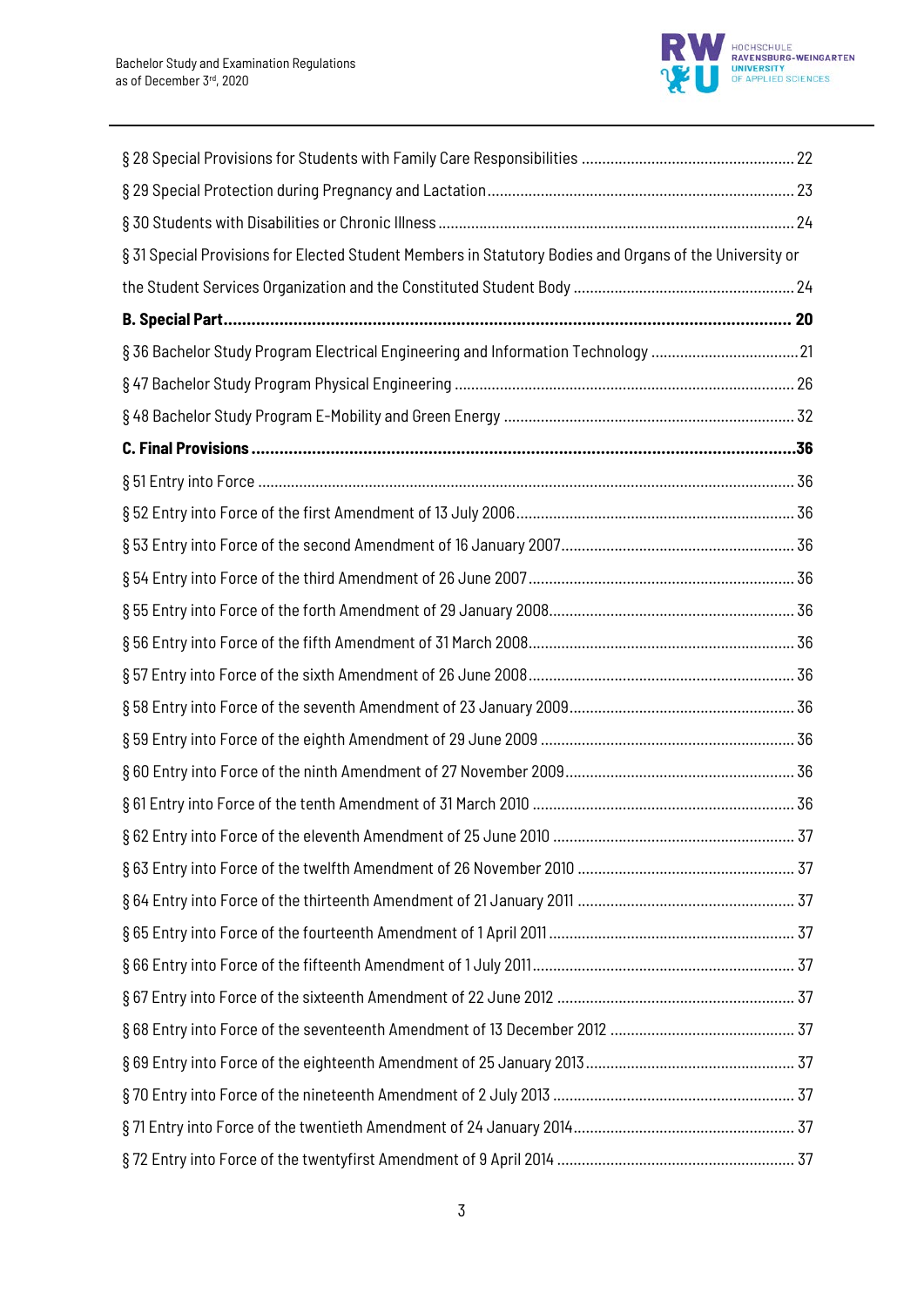§ 28 Special Provisions for Students with Family Care Responsibilities .................................................... 22

§ 29 Special Protection during Pregnancy and Lactation ........................................................................... 23

§ 30 Students with Disabilities or Chronic Illness ....................................................................................... 24

§ 31 Special Provisions for Elected Student Members in Statutory Bodies and Organs of the University or the Student Services Organization and the Constituted Student Body ...................................................... 24

**B. Special Part......................................................................................................................... 20**

§ 36 Bachelor Study Program Electrical Engineering and Information Technology .................................... 21

§ 47 Bachelor Study Program Physical Engineering .................................................................................. 26

§ 48 Bachelor Study Program E-Mobility and Green Energy ...................................................................... 32

**C. Final Provisions ..................................................................................................................36**

§ 51 Entry into Force .................................................................................................................................. 36

§ 52 Entry into Force of the first Amendment of 13 July 2006.................................................................... 36

§ 53 Entry into Force of the second Amendment of 16 January 2007......................................................... 36

§ 54 Entry into Force of the third Amendment of 26 June 2007................................................................. 36

§ 55 Entry into Force of the forth Amendment of 29 January 2008............................................................ 36

§ 56 Entry into Force of the fifth Amendment of 31 March 2008................................................................. 36

§ 57 Entry into Force of the sixth Amendment of 26 June 2008................................................................. 36

§ 58 Entry into Force of the seventh Amendment of 23 January 2009....................................................... 36

§ 59 Entry into Force of the eighth Amendment of 29 June 2009 .............................................................. 36

§ 60 Entry into Force of the ninth Amendment of 27 November 2009........................................................ 36

§ 61 Entry into Force of the tenth Amendment of 31 March 2010 ................................................................ 36

§ 62 Entry into Force of the eleventh Amendment of 25 June 2010 ........................................................... 37

§ 63 Entry into Force of the twelfth Amendment of 26 November 2010 ..................................................... 37

§ 64 Entry into Force of the thirteenth Amendment of 21 January 2011 ..................................................... 37

§ 65 Entry into Force of the fourteenth Amendment of 1 April 2011 ............................................................ 37

§ 66 Entry into Force of the fifteenth Amendment of 1 July 2011................................................................ 37

§ 67 Entry into Force of the sixteenth Amendment of 22 June 2012 .......................................................... 37

§ 68 Entry into Force of the seventeenth Amendment of 13 December 2012 ............................................. 37

§ 69 Entry into Force of the eighteenth Amendment of 25 January 2013................................................... 37

§ 70 Entry into Force of the nineteenth Amendment of 2 July 2013 ........................................................... 37

§ 71 Entry into Force of the twentieth Amendment of 24 January 2014...................................................... 37

§ 72 Entry into Force of the twentyfirst Amendment of 9 April 2014 .......................................................... 37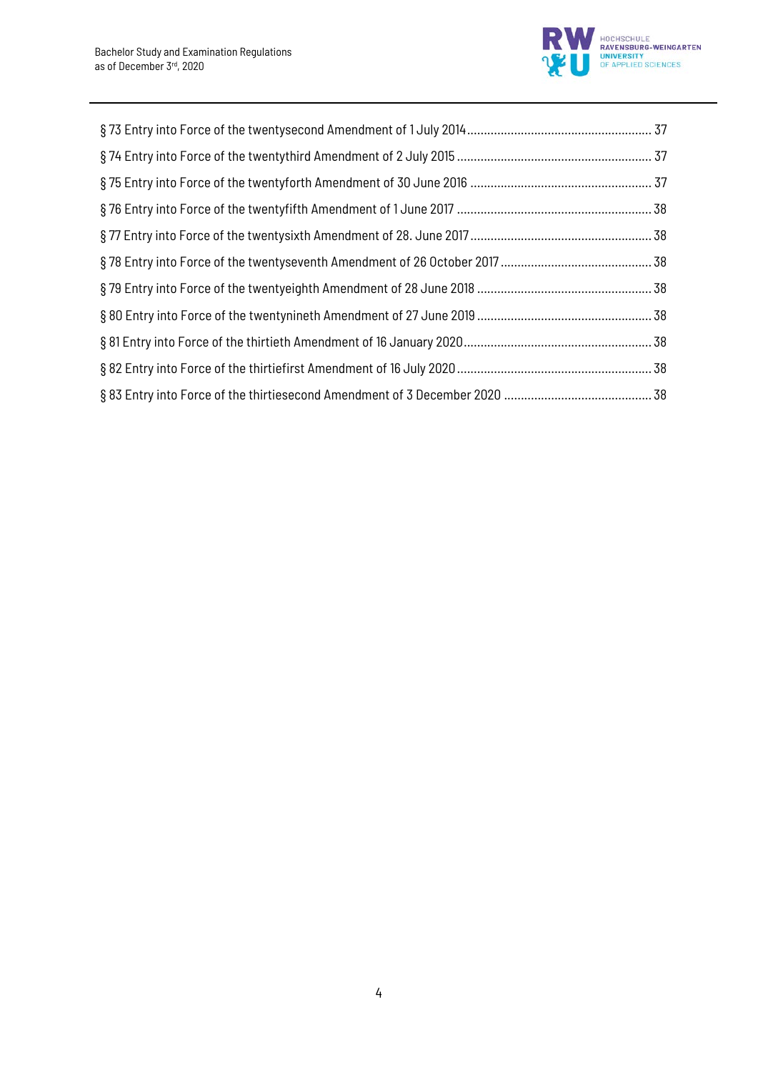§ 73 Entry into Force of the twentysecond Amendment of 1 July 2014 ........................................................ 37

§ 74 Entry into Force of the twentythird Amendment of 2 July 2015 ........................................................... 37

§ 75 Entry into Force of the twentyforth Amendment of 30 June 2016 ....................................................... 37

§ 76 Entry into Force of the twentyfifth Amendment of 1 June 2017 ........................................................... 38

§ 77 Entry into Force of the twentysixth Amendment of 28. June 2017 ....................................................... 38

§ 78 Entry into Force of the twentyseventh Amendment of 26 October 2017 .............................................. 38

§ 79 Entry into Force of the twentyeighth Amendment of 28 June 2018 ..................................................... 38

§ 80 Entry into Force of the twentynineth Amendment of 27 June 2019 ..................................................... 38

§ 81 Entry into Force of the thirtieth Amendment of 16 January 2020 ......................................................... 38

§ 82 Entry into Force of the thirtiefirst Amendment of 16 July 2020 ........................................................... 38

§ 83 Entry into Force of the thirtiesecond Amendment of 3 December 2020 ............................................. 38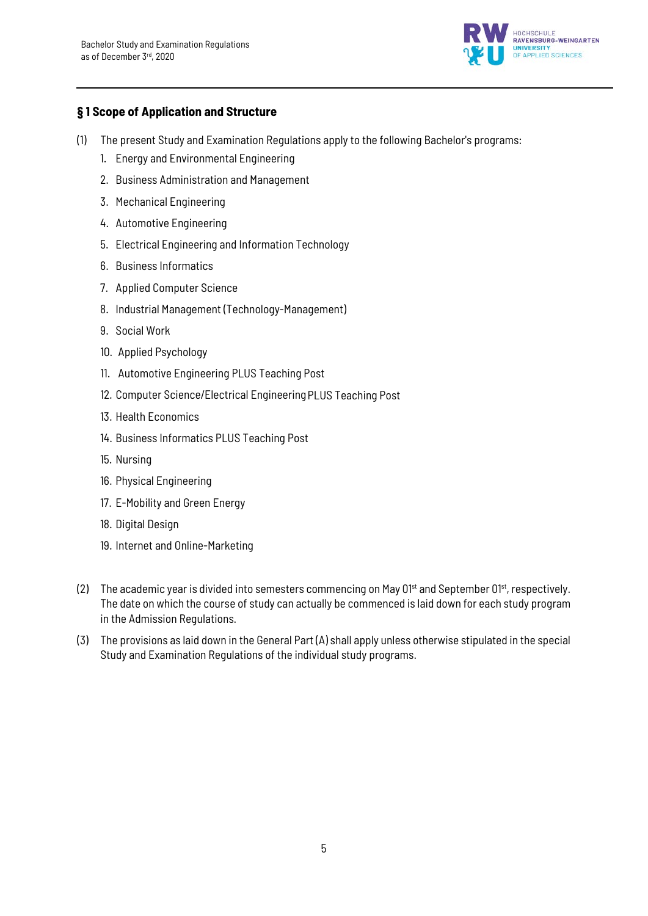## § 1 Scope of Application and Structure

(1) The present Study and Examination Regulations apply to the following Bachelor's programs:

1. Energy and Environmental Engineering
2. Business Administration and Management
3. Mechanical Engineering
4. Automotive Engineering
5. Electrical Engineering and Information Technology
6. Business Informatics
7. Applied Computer Science
8. Industrial Management (Technology-Management)
9. Social Work
10. Applied Psychology
11. Automotive Engineering PLUS Teaching Post
12. Computer Science/Electrical Engineering PLUS Teaching Post
13. Health Economics
14. Business Informatics PLUS Teaching Post
15. Nursing
16. Physical Engineering
17. E-Mobility and Green Energy
18. Digital Design
19. Internet and Online-Marketing

(2) The academic year is divided into semesters commencing on May 01st and September 01st, respectively. The date on which the course of study can actually be commenced is laid down for each study program in the Admission Regulations.

(3) The provisions as laid down in the General Part (A) shall apply unless otherwise stipulated in the special Study and Examination Regulations of the individual study programs.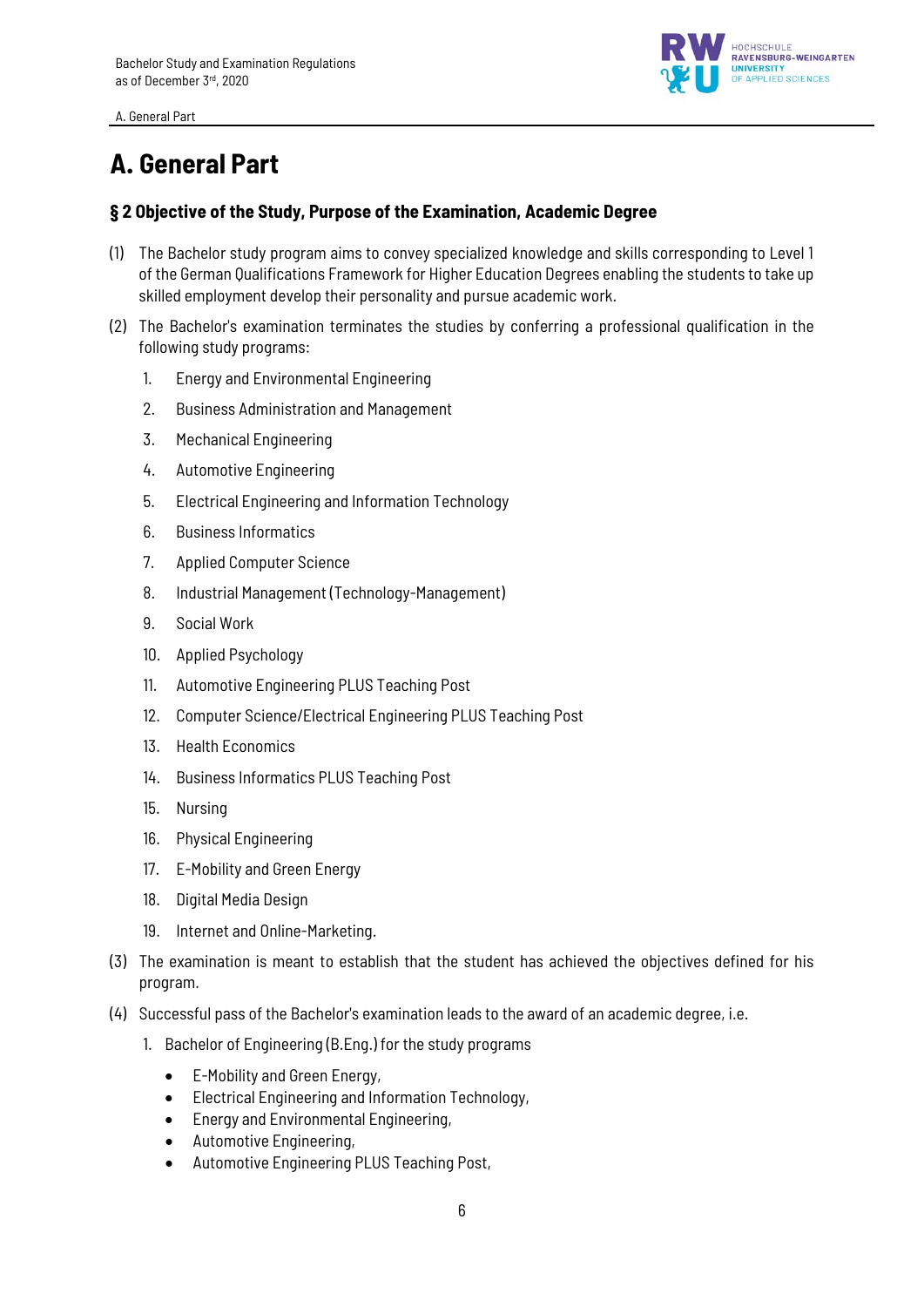# A. General Part

## § 2 Objective of the Study, Purpose of the Examination, Academic Degree

(1) The Bachelor study program aims to convey specialized knowledge and skills corresponding to Level 1 of the German Qualifications Framework for Higher Education Degrees enabling the students to take up skilled employment develop their personality and pursue academic work.

(2) The Bachelor's examination terminates the studies by conferring a professional qualification in the following study programs:

1. Energy and Environmental Engineering
2. Business Administration and Management
3. Mechanical Engineering
4. Automotive Engineering
5. Electrical Engineering and Information Technology
6. Business Informatics
7. Applied Computer Science
8. Industrial Management (Technology-Management)
9. Social Work
10. Applied Psychology
11. Automotive Engineering PLUS Teaching Post
12. Computer Science/Electrical Engineering PLUS Teaching Post
13. Health Economics
14. Business Informatics PLUS Teaching Post
15. Nursing
16. Physical Engineering
17. E-Mobility and Green Energy
18. Digital Media Design
19. Internet and Online-Marketing.

(3) The examination is meant to establish that the student has achieved the objectives defined for his program.

(4) Successful pass of the Bachelor's examination leads to the award of an academic degree, i.e.

1. Bachelor of Engineering (B.Eng.) for the study programs
   - E-Mobility and Green Energy,
   - Electrical Engineering and Information Technology,
   - Energy and Environmental Engineering,
   - Automotive Engineering,
   - Automotive Engineering PLUS Teaching Post,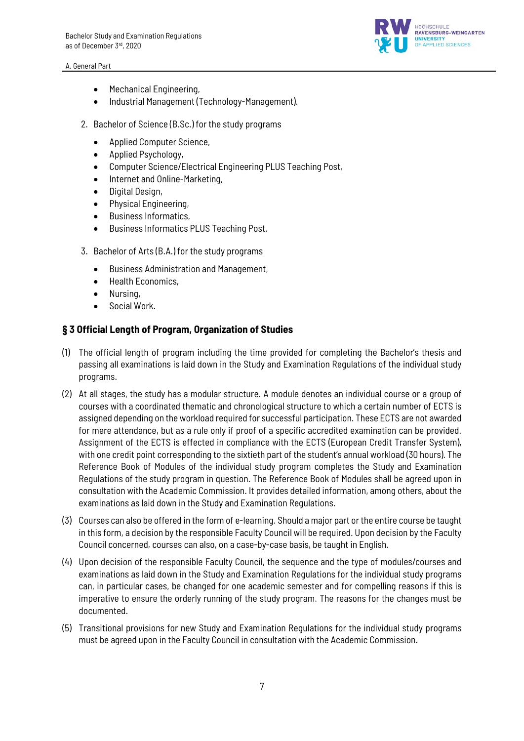- Mechanical Engineering,
- Industrial Management (Technology-Management).

2. Bachelor of Science (B.Sc.) for the study programs

   - Applied Computer Science,
   - Applied Psychology,
   - Computer Science/Electrical Engineering PLUS Teaching Post,
   - Internet and Online-Marketing,
   - Digital Design,
   - Physical Engineering,
   - Business Informatics,
   - Business Informatics PLUS Teaching Post.

3. Bachelor of Arts (B.A.) for the study programs

   - Business Administration and Management,
   - Health Economics,
   - Nursing,
   - Social Work.

### § 3 Official Length of Program, Organization of Studies

(1) The official length of program including the time provided for completing the Bachelor's thesis and passing all examinations is laid down in the Study and Examination Regulations of the individual study programs.

(2) At all stages, the study has a modular structure. A module denotes an individual course or a group of courses with a coordinated thematic and chronological structure to which a certain number of ECTS is assigned depending on the workload required for successful participation. These ECTS are not awarded for mere attendance, but as a rule only if proof of a specific accredited examination can be provided. Assignment of the ECTS is effected in compliance with the ECTS (European Credit Transfer System), with one credit point corresponding to the sixtieth part of the student's annual workload (30 hours). The Reference Book of Modules of the individual study program completes the Study and Examination Regulations of the study program in question. The Reference Book of Modules shall be agreed upon in consultation with the Academic Commission. It provides detailed information, among others, about the examinations as laid down in the Study and Examination Regulations.

(3) Courses can also be offered in the form of e-learning. Should a major part or the entire course be taught in this form, a decision by the responsible Faculty Council will be required. Upon decision by the Faculty Council concerned, courses can also, on a case-by-case basis, be taught in English.

(4) Upon decision of the responsible Faculty Council, the sequence and the type of modules/courses and examinations as laid down in the Study and Examination Regulations for the individual study programs can, in particular cases, be changed for one academic semester and for compelling reasons if this is imperative to ensure the orderly running of the study program. The reasons for the changes must be documented.

(5) Transitional provisions for new Study and Examination Regulations for the individual study programs must be agreed upon in the Faculty Council in consultation with the Academic Commission.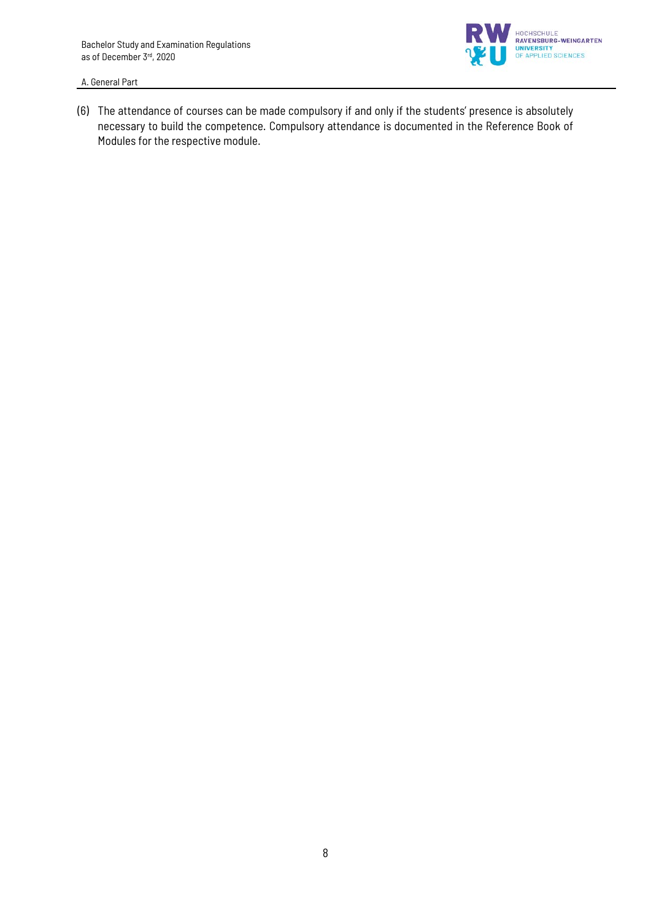(6) The attendance of courses can be made compulsory if and only if the students' presence is absolutely necessary to build the competence. Compulsory attendance is documented in the Reference Book of Modules for the respective module.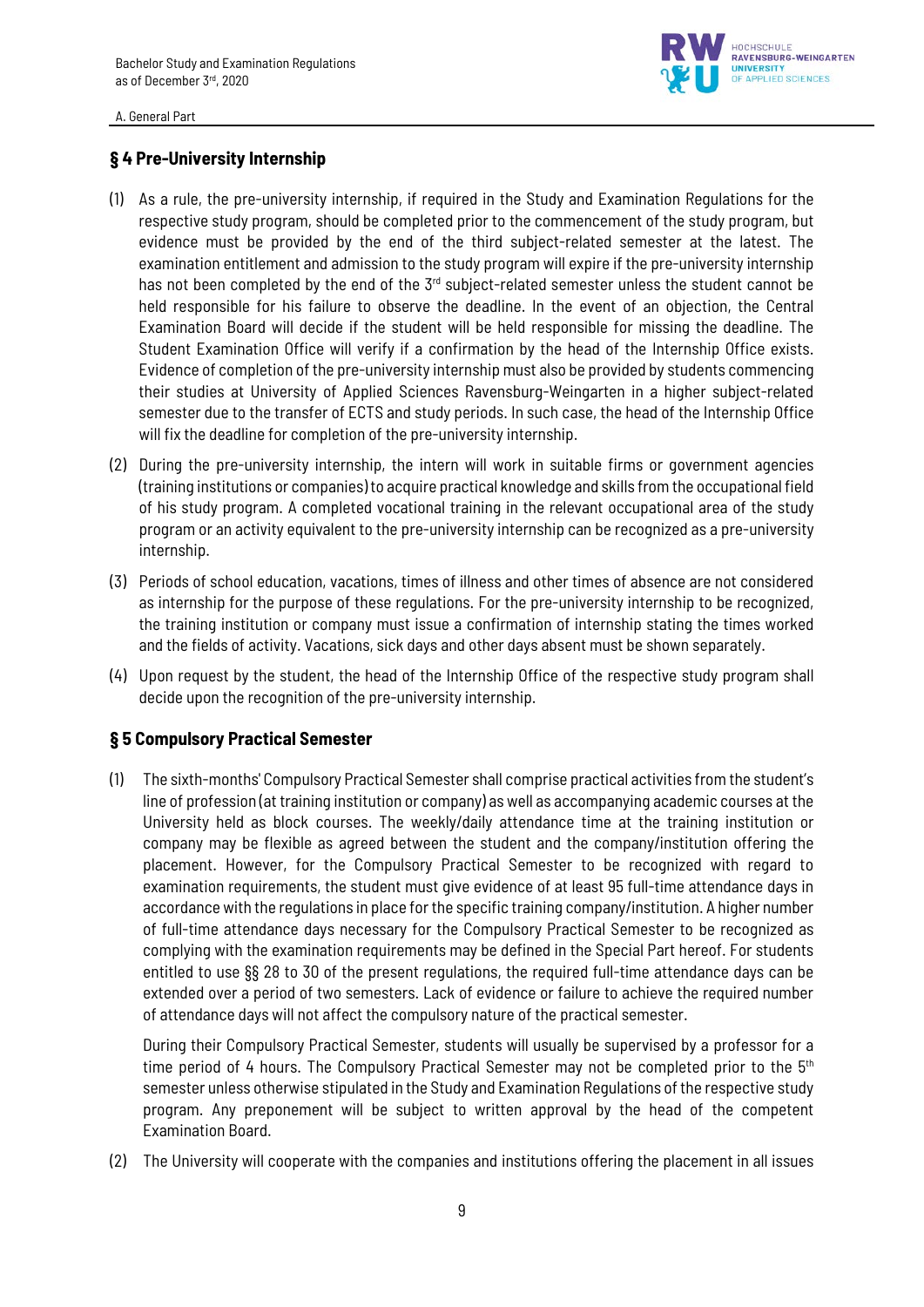## § 4 Pre-University Internship

(1) As a rule, the pre-university internship, if required in the Study and Examination Regulations for the respective study program, should be completed prior to the commencement of the study program, but evidence must be provided by the end of the third subject-related semester at the latest. The examination entitlement and admission to the study program will expire if the pre-university internship has not been completed by the end of the 3rd subject-related semester unless the student cannot be held responsible for his failure to observe the deadline. In the event of an objection, the Central Examination Board will decide if the student will be held responsible for missing the deadline. The Student Examination Office will verify if a confirmation by the head of the Internship Office exists. Evidence of completion of the pre-university internship must also be provided by students commencing their studies at University of Applied Sciences Ravensburg-Weingarten in a higher subject-related semester due to the transfer of ECTS and study periods. In such case, the head of the Internship Office will fix the deadline for completion of the pre-university internship.

(2) During the pre-university internship, the intern will work in suitable firms or government agencies (training institutions or companies) to acquire practical knowledge and skills from the occupational field of his study program. A completed vocational training in the relevant occupational area of the study program or an activity equivalent to the pre-university internship can be recognized as a pre-university internship.

(3) Periods of school education, vacations, times of illness and other times of absence are not considered as internship for the purpose of these regulations. For the pre-university internship to be recognized, the training institution or company must issue a confirmation of internship stating the times worked and the fields of activity. Vacations, sick days and other days absent must be shown separately.

(4) Upon request by the student, the head of the Internship Office of the respective study program shall decide upon the recognition of the pre-university internship.

## § 5 Compulsory Practical Semester

(1) The sixth-months' Compulsory Practical Semester shall comprise practical activities from the student's line of profession (at training institution or company) as well as accompanying academic courses at the University held as block courses. The weekly/daily attendance time at the training institution or company may be flexible as agreed between the student and the company/institution offering the placement. However, for the Compulsory Practical Semester to be recognized with regard to examination requirements, the student must give evidence of at least 95 full-time attendance days in accordance with the regulations in place for the specific training company/institution. A higher number of full-time attendance days necessary for the Compulsory Practical Semester to be recognized as complying with the examination requirements may be defined in the Special Part hereof. For students entitled to use §§ 28 to 30 of the present regulations, the required full-time attendance days can be extended over a period of two semesters. Lack of evidence or failure to achieve the required number of attendance days will not affect the compulsory nature of the practical semester.

During their Compulsory Practical Semester, students will usually be supervised by a professor for a time period of 4 hours. The Compulsory Practical Semester may not be completed prior to the 5th semester unless otherwise stipulated in the Study and Examination Regulations of the respective study program. Any preponement will be subject to written approval by the head of the competent Examination Board.

(2) The University will cooperate with the companies and institutions offering the placement in all issues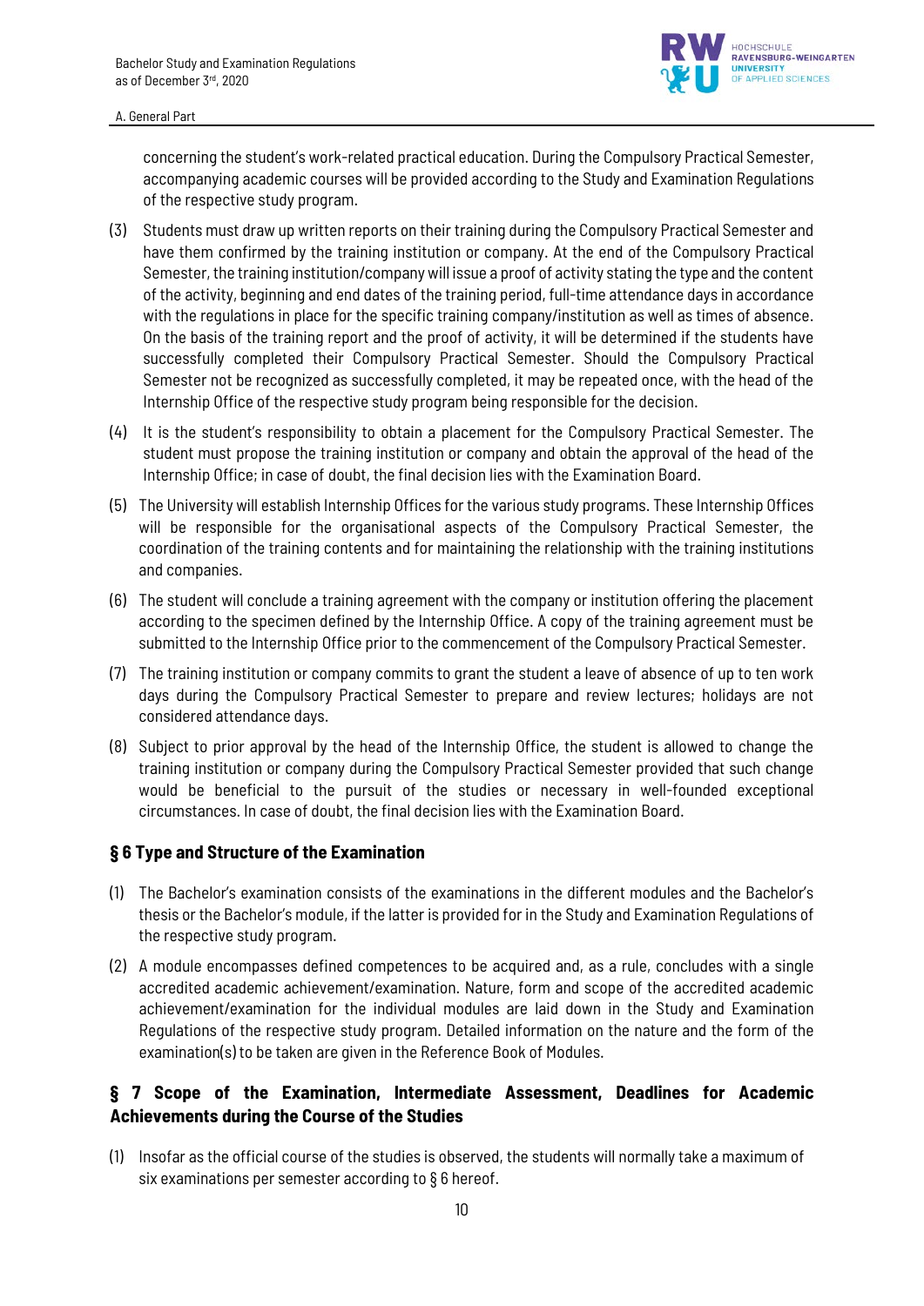concerning the student's work-related practical education. During the Compulsory Practical Semester, accompanying academic courses will be provided according to the Study and Examination Regulations of the respective study program.

(3) Students must draw up written reports on their training during the Compulsory Practical Semester and have them confirmed by the training institution or company. At the end of the Compulsory Practical Semester, the training institution/company will issue a proof of activity stating the type and the content of the activity, beginning and end dates of the training period, full-time attendance days in accordance with the regulations in place for the specific training company/institution as well as times of absence. On the basis of the training report and the proof of activity, it will be determined if the students have successfully completed their Compulsory Practical Semester. Should the Compulsory Practical Semester not be recognized as successfully completed, it may be repeated once, with the head of the Internship Office of the respective study program being responsible for the decision.

(4) It is the student's responsibility to obtain a placement for the Compulsory Practical Semester. The student must propose the training institution or company and obtain the approval of the head of the Internship Office; in case of doubt, the final decision lies with the Examination Board.

(5) The University will establish Internship Offices for the various study programs. These Internship Offices will be responsible for the organisational aspects of the Compulsory Practical Semester, the coordination of the training contents and for maintaining the relationship with the training institutions and companies.

(6) The student will conclude a training agreement with the company or institution offering the placement according to the specimen defined by the Internship Office. A copy of the training agreement must be submitted to the Internship Office prior to the commencement of the Compulsory Practical Semester.

(7) The training institution or company commits to grant the student a leave of absence of up to ten work days during the Compulsory Practical Semester to prepare and review lectures; holidays are not considered attendance days.

(8) Subject to prior approval by the head of the Internship Office, the student is allowed to change the training institution or company during the Compulsory Practical Semester provided that such change would be beneficial to the pursuit of the studies or necessary in well-founded exceptional circumstances. In case of doubt, the final decision lies with the Examination Board.

## § 6 Type and Structure of the Examination

(1) The Bachelor's examination consists of the examinations in the different modules and the Bachelor's thesis or the Bachelor's module, if the latter is provided for in the Study and Examination Regulations of the respective study program.

(2) A module encompasses defined competences to be acquired and, as a rule, concludes with a single accredited academic achievement/examination. Nature, form and scope of the accredited academic achievement/examination for the individual modules are laid down in the Study and Examination Regulations of the respective study program. Detailed information on the nature and the form of the examination(s) to be taken are given in the Reference Book of Modules.

## § 7 Scope of the Examination, Intermediate Assessment, Deadlines for Academic Achievements during the Course of the Studies

(1) Insofar as the official course of the studies is observed, the students will normally take a maximum of six examinations per semester according to § 6 hereof.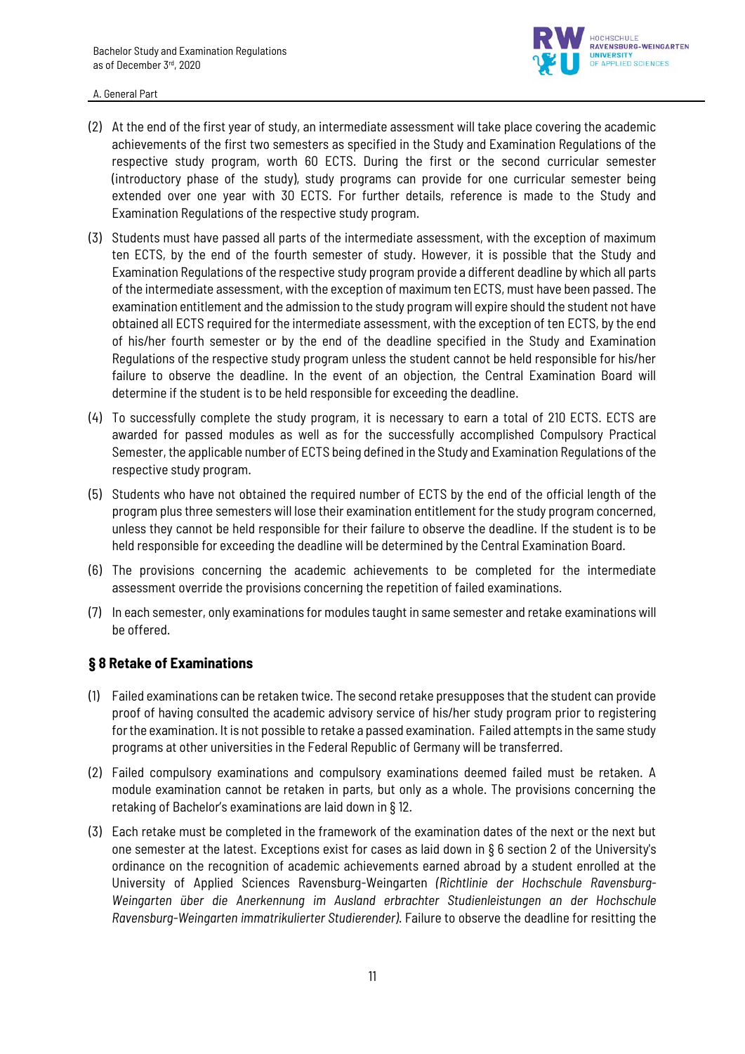(2) At the end of the first year of study, an intermediate assessment will take place covering the academic achievements of the first two semesters as specified in the Study and Examination Regulations of the respective study program, worth 60 ECTS. During the first or the second curricular semester (introductory phase of the study), study programs can provide for one curricular semester being extended over one year with 30 ECTS. For further details, reference is made to the Study and Examination Regulations of the respective study program.

(3) Students must have passed all parts of the intermediate assessment, with the exception of maximum ten ECTS, by the end of the fourth semester of study. However, it is possible that the Study and Examination Regulations of the respective study program provide a different deadline by which all parts of the intermediate assessment, with the exception of maximum ten ECTS, must have been passed. The examination entitlement and the admission to the study program will expire should the student not have obtained all ECTS required for the intermediate assessment, with the exception of ten ECTS, by the end of his/her fourth semester or by the end of the deadline specified in the Study and Examination Regulations of the respective study program unless the student cannot be held responsible for his/her failure to observe the deadline. In the event of an objection, the Central Examination Board will determine if the student is to be held responsible for exceeding the deadline.

(4) To successfully complete the study program, it is necessary to earn a total of 210 ECTS. ECTS are awarded for passed modules as well as for the successfully accomplished Compulsory Practical Semester, the applicable number of ECTS being defined in the Study and Examination Regulations of the respective study program.

(5) Students who have not obtained the required number of ECTS by the end of the official length of the program plus three semesters will lose their examination entitlement for the study program concerned, unless they cannot be held responsible for their failure to observe the deadline. If the student is to be held responsible for exceeding the deadline will be determined by the Central Examination Board.

(6) The provisions concerning the academic achievements to be completed for the intermediate assessment override the provisions concerning the repetition of failed examinations.

(7) In each semester, only examinations for modules taught in same semester and retake examinations will be offered.

## § 8 Retake of Examinations

(1) Failed examinations can be retaken twice. The second retake presupposes that the student can provide proof of having consulted the academic advisory service of his/her study program prior to registering for the examination. It is not possible to retake a passed examination. Failed attempts in the same study programs at other universities in the Federal Republic of Germany will be transferred.

(2) Failed compulsory examinations and compulsory examinations deemed failed must be retaken. A module examination cannot be retaken in parts, but only as a whole. The provisions concerning the retaking of Bachelor's examinations are laid down in § 12.

(3) Each retake must be completed in the framework of the examination dates of the next or the next but one semester at the latest. Exceptions exist for cases as laid down in § 6 section 2 of the University's ordinance on the recognition of academic achievements earned abroad by a student enrolled at the University of Applied Sciences Ravensburg-Weingarten *(Richtlinie der Hochschule Ravensburg-Weingarten über die Anerkennung im Ausland erbrachter Studienleistungen an der Hochschule Ravensburg-Weingarten immatrikulierter Studierender).* Failure to observe the deadline for resitting the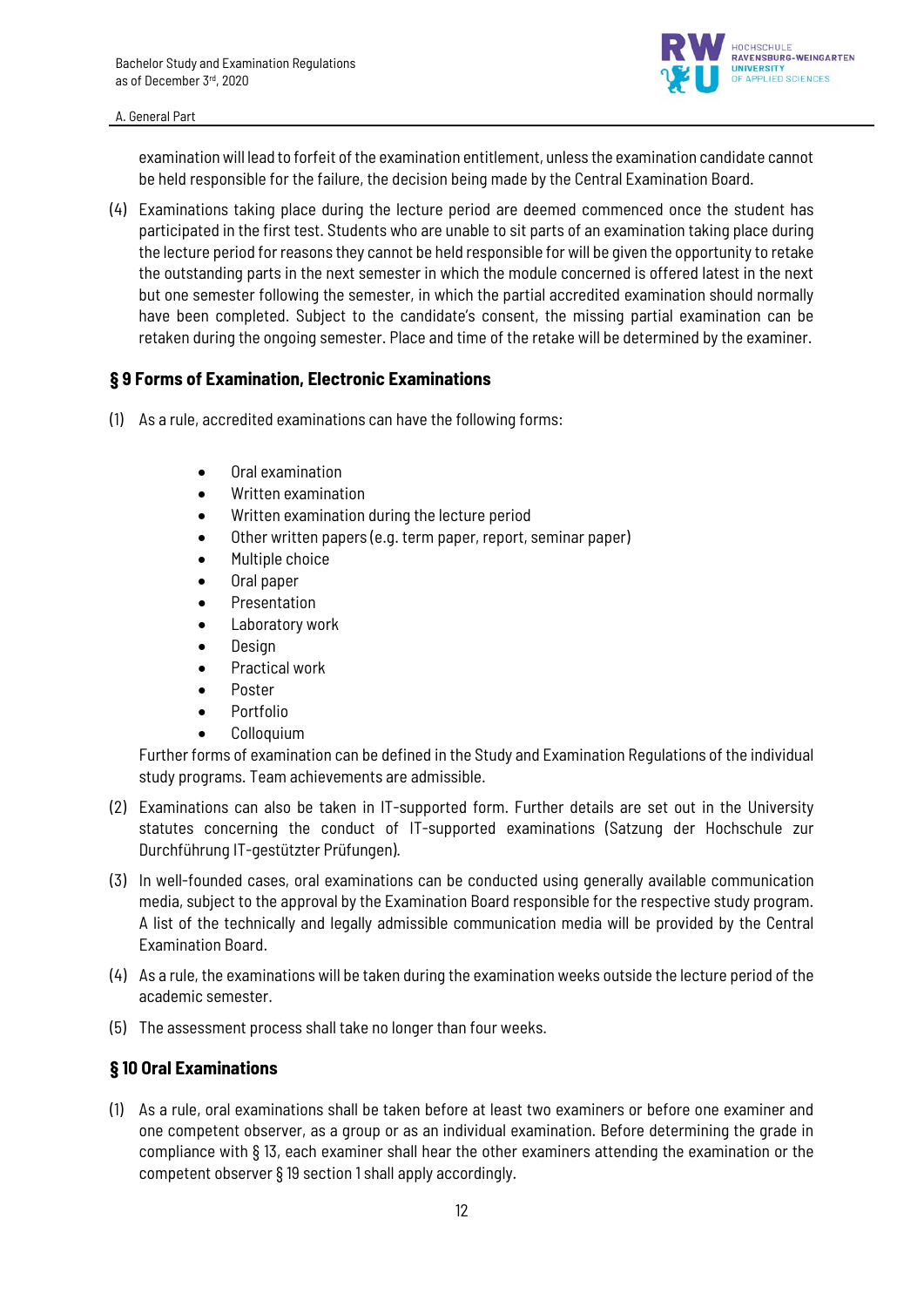examination will lead to forfeit of the examination entitlement, unless the examination candidate cannot be held responsible for the failure, the decision being made by the Central Examination Board.

(4) Examinations taking place during the lecture period are deemed commenced once the student has participated in the first test. Students who are unable to sit parts of an examination taking place during the lecture period for reasons they cannot be held responsible for will be given the opportunity to retake the outstanding parts in the next semester in which the module concerned is offered latest in the next but one semester following the semester, in which the partial accredited examination should normally have been completed. Subject to the candidate's consent, the missing partial examination can be retaken during the ongoing semester. Place and time of the retake will be determined by the examiner.

## § 9 Forms of Examination, Electronic Examinations

(1) As a rule, accredited examinations can have the following forms:

- Oral examination
- Written examination
- Written examination during the lecture period
- Other written papers (e.g. term paper, report, seminar paper)
- Multiple choice
- Oral paper
- Presentation
- Laboratory work
- Design
- Practical work
- Poster
- Portfolio
- Colloquium

Further forms of examination can be defined in the Study and Examination Regulations of the individual study programs. Team achievements are admissible.

(2) Examinations can also be taken in IT-supported form. Further details are set out in the University statutes concerning the conduct of IT-supported examinations (Satzung der Hochschule zur Durchführung IT-gestützter Prüfungen).

(3) In well-founded cases, oral examinations can be conducted using generally available communication media, subject to the approval by the Examination Board responsible for the respective study program. A list of the technically and legally admissible communication media will be provided by the Central Examination Board.

(4) As a rule, the examinations will be taken during the examination weeks outside the lecture period of the academic semester.

(5) The assessment process shall take no longer than four weeks.

## § 10 Oral Examinations

(1) As a rule, oral examinations shall be taken before at least two examiners or before one examiner and one competent observer, as a group or as an individual examination. Before determining the grade in compliance with § 13, each examiner shall hear the other examiners attending the examination or the competent observer § 19 section 1 shall apply accordingly.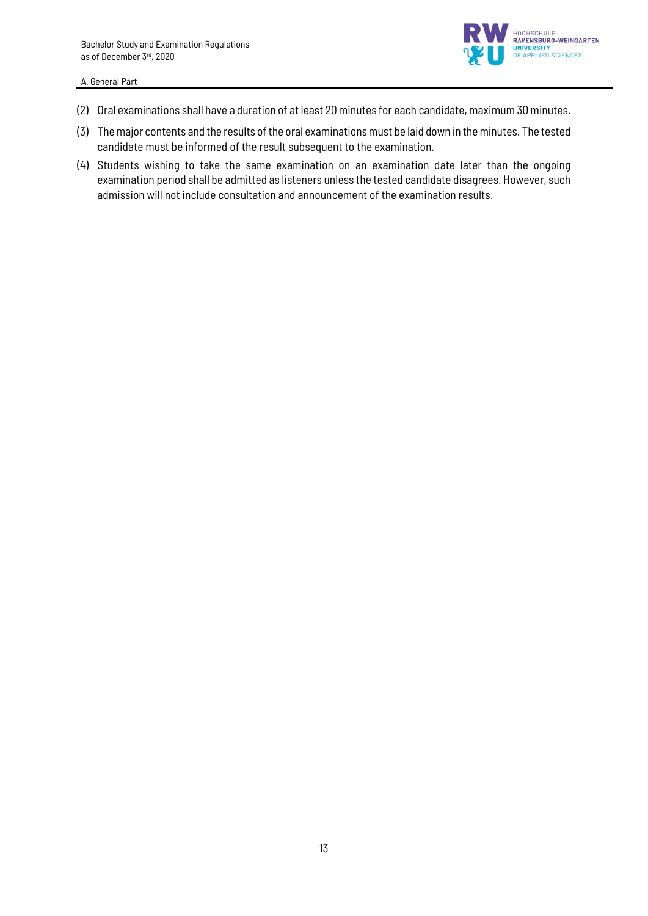(2) Oral examinations shall have a duration of at least 20 minutes for each candidate, maximum 30 minutes.

(3) The major contents and the results of the oral examinations must be laid down in the minutes. The tested candidate must be informed of the result subsequent to the examination.

(4) Students wishing to take the same examination on an examination date later than the ongoing examination period shall be admitted as listeners unless the tested candidate disagrees. However, such admission will not include consultation and announcement of the examination results.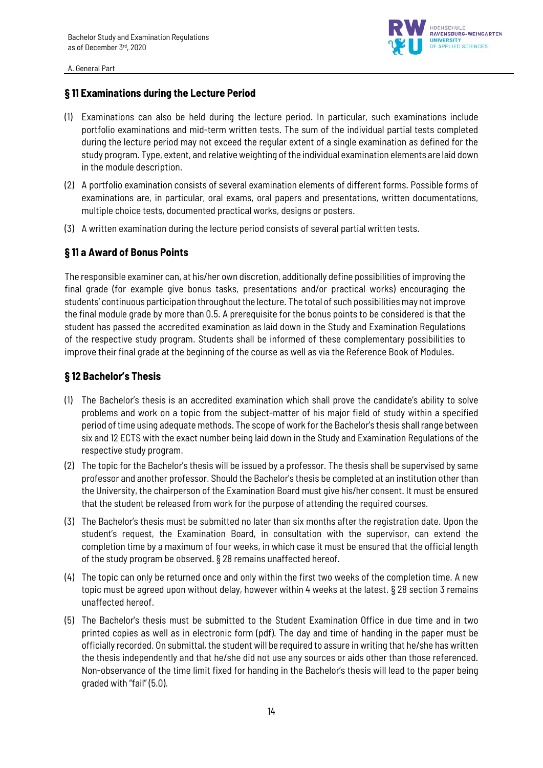## § 11 Examinations during the Lecture Period

(1) Examinations can also be held during the lecture period. In particular, such examinations include portfolio examinations and mid-term written tests. The sum of the individual partial tests completed during the lecture period may not exceed the regular extent of a single examination as defined for the study program. Type, extent, and relative weighting of the individual examination elements are laid down in the module description.

(2) A portfolio examination consists of several examination elements of different forms. Possible forms of examinations are, in particular, oral exams, oral papers and presentations, written documentations, multiple choice tests, documented practical works, designs or posters.

(3) A written examination during the lecture period consists of several partial written tests.

## § 11 a Award of Bonus Points

The responsible examiner can, at his/her own discretion, additionally define possibilities of improving the final grade (for example give bonus tasks, presentations and/or practical works) encouraging the students' continuous participation throughout the lecture. The total of such possibilities may not improve the final module grade by more than 0.5. A prerequisite for the bonus points to be considered is that the student has passed the accredited examination as laid down in the Study and Examination Regulations of the respective study program. Students shall be informed of these complementary possibilities to improve their final grade at the beginning of the course as well as via the Reference Book of Modules.

## § 12 Bachelor's Thesis

(1) The Bachelor's thesis is an accredited examination which shall prove the candidate's ability to solve problems and work on a topic from the subject-matter of his major field of study within a specified period of time using adequate methods. The scope of work for the Bachelor's thesis shall range between six and 12 ECTS with the exact number being laid down in the Study and Examination Regulations of the respective study program.

(2) The topic for the Bachelor's thesis will be issued by a professor. The thesis shall be supervised by same professor and another professor. Should the Bachelor's thesis be completed at an institution other than the University, the chairperson of the Examination Board must give his/her consent. It must be ensured that the student be released from work for the purpose of attending the required courses.

(3) The Bachelor's thesis must be submitted no later than six months after the registration date. Upon the student's request, the Examination Board, in consultation with the supervisor, can extend the completion time by a maximum of four weeks, in which case it must be ensured that the official length of the study program be observed. § 28 remains unaffected hereof.

(4) The topic can only be returned once and only within the first two weeks of the completion time. A new topic must be agreed upon without delay, however within 4 weeks at the latest. § 28 section 3 remains unaffected hereof.

(5) The Bachelor's thesis must be submitted to the Student Examination Office in due time and in two printed copies as well as in electronic form (pdf). The day and time of handing in the paper must be officially recorded. On submittal, the student will be required to assure in writing that he/she has written the thesis independently and that he/she did not use any sources or aids other than those referenced. Non-observance of the time limit fixed for handing in the Bachelor's thesis will lead to the paper being graded with "fail" (5.0).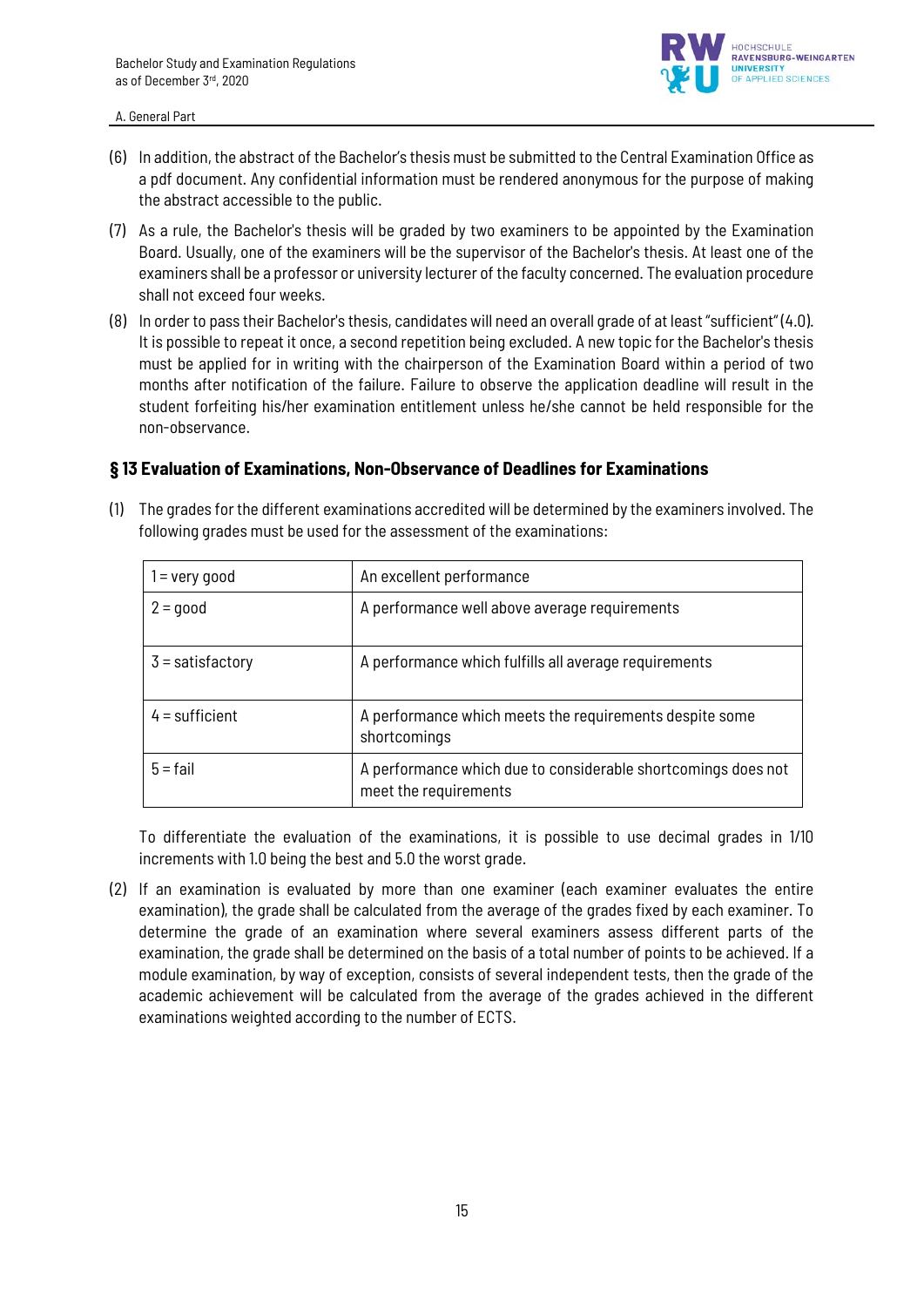(6) In addition, the abstract of the Bachelor's thesis must be submitted to the Central Examination Office as a pdf document. Any confidential information must be rendered anonymous for the purpose of making the abstract accessible to the public.

(7) As a rule, the Bachelor's thesis will be graded by two examiners to be appointed by the Examination Board. Usually, one of the examiners will be the supervisor of the Bachelor's thesis. At least one of the examiners shall be a professor or university lecturer of the faculty concerned. The evaluation procedure shall not exceed four weeks.

(8) In order to pass their Bachelor's thesis, candidates will need an overall grade of at least "sufficient" (4.0). It is possible to repeat it once, a second repetition being excluded. A new topic for the Bachelor's thesis must be applied for in writing with the chairperson of the Examination Board within a period of two months after notification of the failure. Failure to observe the application deadline will result in the student forfeiting his/her examination entitlement unless he/she cannot be held responsible for the non-observance.

### § 13 Evaluation of Examinations, Non-Observance of Deadlines for Examinations

(1) The grades for the different examinations accredited will be determined by the examiners involved. The following grades must be used for the assessment of the examinations:

| | |
|---|---|
| 1 = very good | An excellent performance |
| 2 = good | A performance well above average requirements |
| 3 = satisfactory | A performance which fulfills all average requirements |
| 4 = sufficient | A performance which meets the requirements despite some shortcomings |
| 5 = fail | A performance which due to considerable shortcomings does not meet the requirements |

To differentiate the evaluation of the examinations, it is possible to use decimal grades in 1/10 increments with 1.0 being the best and 5.0 the worst grade.

(2) If an examination is evaluated by more than one examiner (each examiner evaluates the entire examination), the grade shall be calculated from the average of the grades fixed by each examiner. To determine the grade of an examination where several examiners assess different parts of the examination, the grade shall be determined on the basis of a total number of points to be achieved. If a module examination, by way of exception, consists of several independent tests, then the grade of the academic achievement will be calculated from the average of the grades achieved in the different examinations weighted according to the number of ECTS.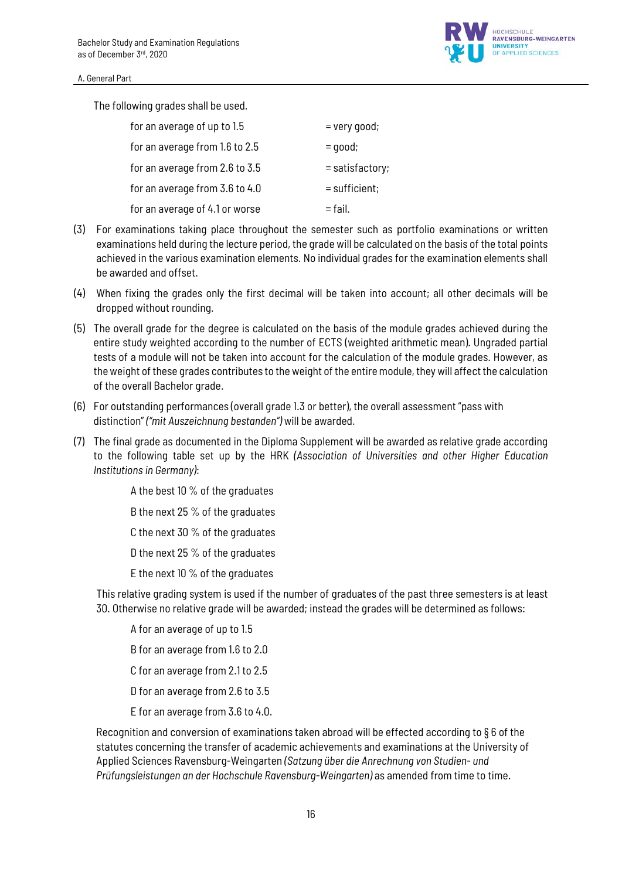The following grades shall be used.

| | |
|---|---|
| for an average of up to 1.5 | = very good; |
| for an average from 1.6 to 2.5 | = good; |
| for an average from 2.6 to 3.5 | = satisfactory; |
| for an average from 3.6 to 4.0 | = sufficient; |
| for an average of 4.1 or worse | = fail. |

(3) For examinations taking place throughout the semester such as portfolio examinations or written examinations held during the lecture period, the grade will be calculated on the basis of the total points achieved in the various examination elements. No individual grades for the examination elements shall be awarded and offset.

(4) When fixing the grades only the first decimal will be taken into account; all other decimals will be dropped without rounding.

(5) The overall grade for the degree is calculated on the basis of the module grades achieved during the entire study weighted according to the number of ECTS (weighted arithmetic mean). Ungraded partial tests of a module will not be taken into account for the calculation of the module grades. However, as the weight of these grades contributes to the weight of the entire module, they will affect the calculation of the overall Bachelor grade.

(6) For outstanding performances (overall grade 1.3 or better), the overall assessment "pass with distinction" *("mit Auszeichnung bestanden")* will be awarded.

(7) The final grade as documented in the Diploma Supplement will be awarded as relative grade according to the following table set up by the HRK *(Association of Universities and other Higher Education Institutions in Germany)*:

A the best 10 % of the graduates

B the next 25 % of the graduates

C the next 30 % of the graduates

D the next 25 % of the graduates

E the next 10 % of the graduates

This relative grading system is used if the number of graduates of the past three semesters is at least 30. Otherwise no relative grade will be awarded; instead the grades will be determined as follows:

A for an average of up to 1.5

B for an average from 1.6 to 2.0

C for an average from 2.1 to 2.5

D for an average from 2.6 to 3.5

E for an average from 3.6 to 4.0.

Recognition and conversion of examinations taken abroad will be effected according to § 6 of the statutes concerning the transfer of academic achievements and examinations at the University of Applied Sciences Ravensburg-Weingarten *(Satzung über die Anrechnung von Studien- und Prüfungsleistungen an der Hochschule Ravensburg-Weingarten)* as amended from time to time.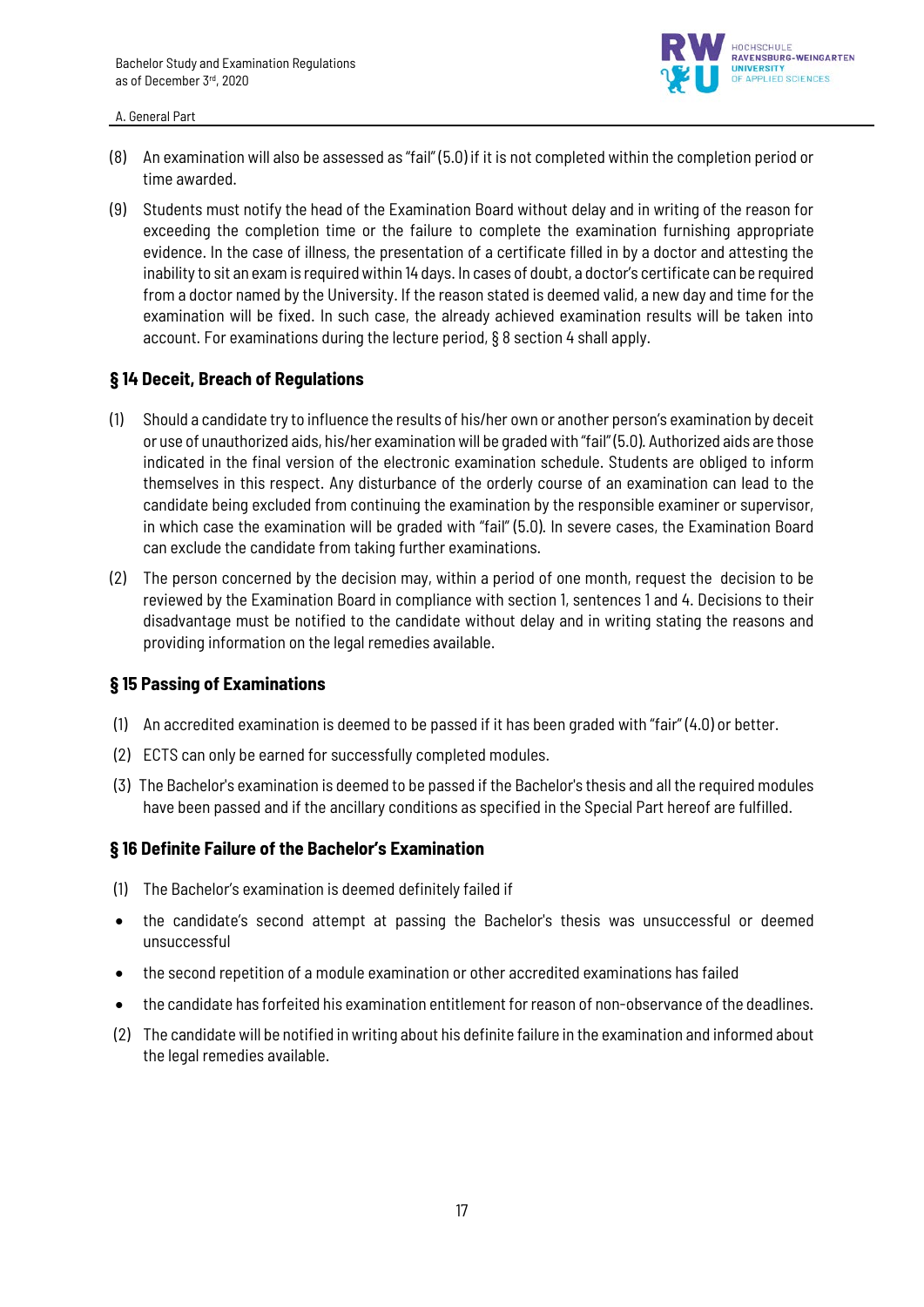(8) An examination will also be assessed as "fail" (5.0) if it is not completed within the completion period or time awarded.

(9) Students must notify the head of the Examination Board without delay and in writing of the reason for exceeding the completion time or the failure to complete the examination furnishing appropriate evidence. In the case of illness, the presentation of a certificate filled in by a doctor and attesting the inability to sit an exam is required within 14 days. In cases of doubt, a doctor's certificate can be required from a doctor named by the University. If the reason stated is deemed valid, a new day and time for the examination will be fixed. In such case, the already achieved examination results will be taken into account. For examinations during the lecture period, § 8 section 4 shall apply.

## § 14 Deceit, Breach of Regulations

(1) Should a candidate try to influence the results of his/her own or another person's examination by deceit or use of unauthorized aids, his/her examination will be graded with "fail" (5.0). Authorized aids are those indicated in the final version of the electronic examination schedule. Students are obliged to inform themselves in this respect. Any disturbance of the orderly course of an examination can lead to the candidate being excluded from continuing the examination by the responsible examiner or supervisor, in which case the examination will be graded with "fail" (5.0). In severe cases, the Examination Board can exclude the candidate from taking further examinations.

(2) The person concerned by the decision may, within a period of one month, request the decision to be reviewed by the Examination Board in compliance with section 1, sentences 1 and 4. Decisions to their disadvantage must be notified to the candidate without delay and in writing stating the reasons and providing information on the legal remedies available.

## § 15 Passing of Examinations

(1) An accredited examination is deemed to be passed if it has been graded with "fair" (4.0) or better.

(2) ECTS can only be earned for successfully completed modules.

(3) The Bachelor's examination is deemed to be passed if the Bachelor's thesis and all the required modules have been passed and if the ancillary conditions as specified in the Special Part hereof are fulfilled.

## § 16 Definite Failure of the Bachelor's Examination

(1) The Bachelor's examination is deemed definitely failed if

- the candidate's second attempt at passing the Bachelor's thesis was unsuccessful or deemed unsuccessful
- the second repetition of a module examination or other accredited examinations has failed
- the candidate has forfeited his examination entitlement for reason of non-observance of the deadlines.

(2) The candidate will be notified in writing about his definite failure in the examination and informed about the legal remedies available.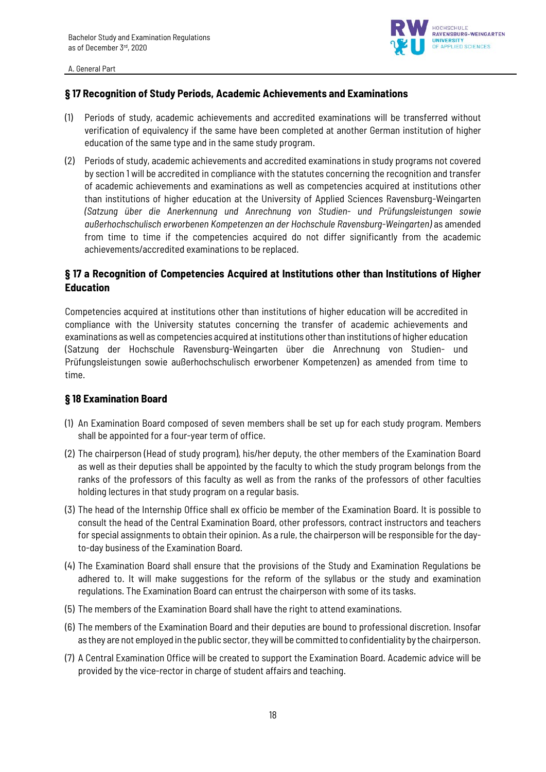## § 17 Recognition of Study Periods, Academic Achievements and Examinations

(1) Periods of study, academic achievements and accredited examinations will be transferred without verification of equivalency if the same have been completed at another German institution of higher education of the same type and in the same study program.

(2) Periods of study, academic achievements and accredited examinations in study programs not covered by section 1 will be accredited in compliance with the statutes concerning the recognition and transfer of academic achievements and examinations as well as competencies acquired at institutions other than institutions of higher education at the University of Applied Sciences Ravensburg-Weingarten *(Satzung über die Anerkennung und Anrechnung von Studien- und Prüfungsleistungen sowie außerhochschulisch erworbenen Kompetenzen an der Hochschule Ravensburg-Weingarten)* as amended from time to time if the competencies acquired do not differ significantly from the academic achievements/accredited examinations to be replaced.

## § 17 a Recognition of Competencies Acquired at Institutions other than Institutions of Higher Education

Competencies acquired at institutions other than institutions of higher education will be accredited in compliance with the University statutes concerning the transfer of academic achievements and examinations as well as competencies acquired at institutions other than institutions of higher education (Satzung der Hochschule Ravensburg-Weingarten über die Anrechnung von Studien- und Prüfungsleistungen sowie außerhochschulisch erworbener Kompetenzen) as amended from time to time.

## § 18 Examination Board

(1) An Examination Board composed of seven members shall be set up for each study program. Members shall be appointed for a four-year term of office.

(2) The chairperson (Head of study program), his/her deputy, the other members of the Examination Board as well as their deputies shall be appointed by the faculty to which the study program belongs from the ranks of the professors of this faculty as well as from the ranks of the professors of other faculties holding lectures in that study program on a regular basis.

(3) The head of the Internship Office shall ex officio be member of the Examination Board. It is possible to consult the head of the Central Examination Board, other professors, contract instructors and teachers for special assignments to obtain their opinion. As a rule, the chairperson will be responsible for the day-to-day business of the Examination Board.

(4) The Examination Board shall ensure that the provisions of the Study and Examination Regulations be adhered to. It will make suggestions for the reform of the syllabus or the study and examination regulations. The Examination Board can entrust the chairperson with some of its tasks.

(5) The members of the Examination Board shall have the right to attend examinations.

(6) The members of the Examination Board and their deputies are bound to professional discretion. Insofar as they are not employed in the public sector, they will be committed to confidentiality by the chairperson.

(7) A Central Examination Office will be created to support the Examination Board. Academic advice will be provided by the vice-rector in charge of student affairs and teaching.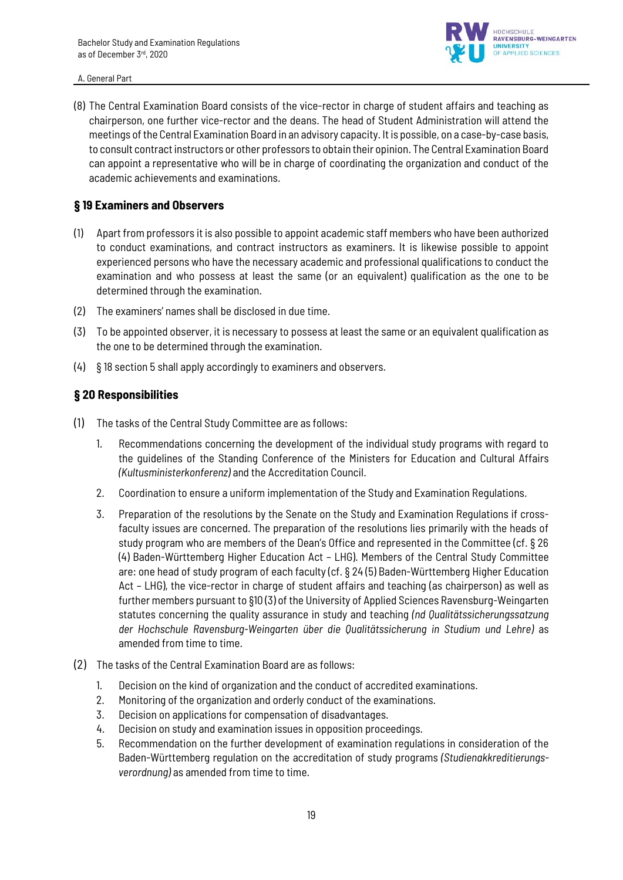(8) The Central Examination Board consists of the vice-rector in charge of student affairs and teaching as chairperson, one further vice-rector and the deans. The head of Student Administration will attend the meetings of the Central Examination Board in an advisory capacity. It is possible, on a case-by-case basis, to consult contract instructors or other professors to obtain their opinion. The Central Examination Board can appoint a representative who will be in charge of coordinating the organization and conduct of the academic achievements and examinations.

### § 19 Examiners and Observers

(1) Apart from professors it is also possible to appoint academic staff members who have been authorized to conduct examinations, and contract instructors as examiners. It is likewise possible to appoint experienced persons who have the necessary academic and professional qualifications to conduct the examination and who possess at least the same (or an equivalent) qualification as the one to be determined through the examination.

(2) The examiners' names shall be disclosed in due time.

(3) To be appointed observer, it is necessary to possess at least the same or an equivalent qualification as the one to be determined through the examination.

(4) § 18 section 5 shall apply accordingly to examiners and observers.

### § 20 Responsibilities

(1) The tasks of the Central Study Committee are as follows:

1. Recommendations concerning the development of the individual study programs with regard to the guidelines of the Standing Conference of the Ministers for Education and Cultural Affairs *(Kultusministerkonferenz)* and the Accreditation Council.
2. Coordination to ensure a uniform implementation of the Study and Examination Regulations.
3. Preparation of the resolutions by the Senate on the Study and Examination Regulations if cross-faculty issues are concerned. The preparation of the resolutions lies primarily with the heads of study program who are members of the Dean's Office and represented in the Committee (cf. § 26 (4) Baden-Württemberg Higher Education Act – LHG). Members of the Central Study Committee are: one head of study program of each faculty (cf. § 24 (5) Baden-Württemberg Higher Education Act – LHG), the vice-rector in charge of student affairs and teaching (as chairperson) as well as further members pursuant to §10 (3) of the University of Applied Sciences Ravensburg-Weingarten statutes concerning the quality assurance in study and teaching *(nd Qualitätssicherungssatzung der Hochschule Ravensburg-Weingarten über die Qualitätssicherung in Studium und Lehre)* as amended from time to time.

(2) The tasks of the Central Examination Board are as follows:

1. Decision on the kind of organization and the conduct of accredited examinations.
2. Monitoring of the organization and orderly conduct of the examinations.
3. Decision on applications for compensation of disadvantages.
4. Decision on study and examination issues in opposition proceedings.
5. Recommendation on the further development of examination regulations in consideration of the Baden-Württemberg regulation on the accreditation of study programs *(Studienakkreditierungs-verordnung)* as amended from time to time.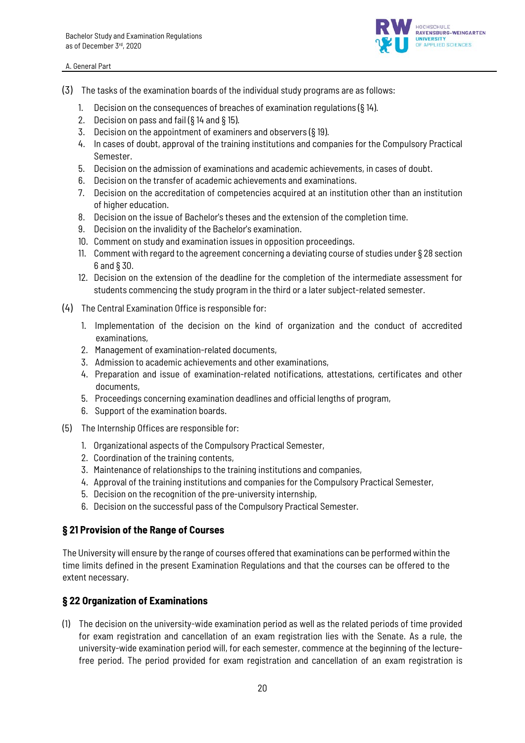(3) The tasks of the examination boards of the individual study programs are as follows:

1. Decision on the consequences of breaches of examination regulations (§ 14).
2. Decision on pass and fail (§ 14 and § 15).
3. Decision on the appointment of examiners and observers (§ 19).
4. In cases of doubt, approval of the training institutions and companies for the Compulsory Practical Semester.
5. Decision on the admission of examinations and academic achievements, in cases of doubt.
6. Decision on the transfer of academic achievements and examinations.
7. Decision on the accreditation of competencies acquired at an institution other than an institution of higher education.
8. Decision on the issue of Bachelor's theses and the extension of the completion time.
9. Decision on the invalidity of the Bachelor's examination.
10. Comment on study and examination issues in opposition proceedings.
11. Comment with regard to the agreement concerning a deviating course of studies under § 28 section 6 and § 30.
12. Decision on the extension of the deadline for the completion of the intermediate assessment for students commencing the study program in the third or a later subject-related semester.

(4) The Central Examination Office is responsible for:

1. Implementation of the decision on the kind of organization and the conduct of accredited examinations,
2. Management of examination-related documents,
3. Admission to academic achievements and other examinations,
4. Preparation and issue of examination-related notifications, attestations, certificates and other documents,
5. Proceedings concerning examination deadlines and official lengths of program,
6. Support of the examination boards.

(5) The Internship Offices are responsible for:

1. Organizational aspects of the Compulsory Practical Semester,
2. Coordination of the training contents,
3. Maintenance of relationships to the training institutions and companies,
4. Approval of the training institutions and companies for the Compulsory Practical Semester,
5. Decision on the recognition of the pre-university internship,
6. Decision on the successful pass of the Compulsory Practical Semester.

### § 21 Provision of the Range of Courses

The University will ensure by the range of courses offered that examinations can be performed within the time limits defined in the present Examination Regulations and that the courses can be offered to the extent necessary.

### § 22 Organization of Examinations

(1) The decision on the university-wide examination period as well as the related periods of time provided for exam registration and cancellation of an exam registration lies with the Senate. As a rule, the university-wide examination period will, for each semester, commence at the beginning of the lecture-free period. The period provided for exam registration and cancellation of an exam registration is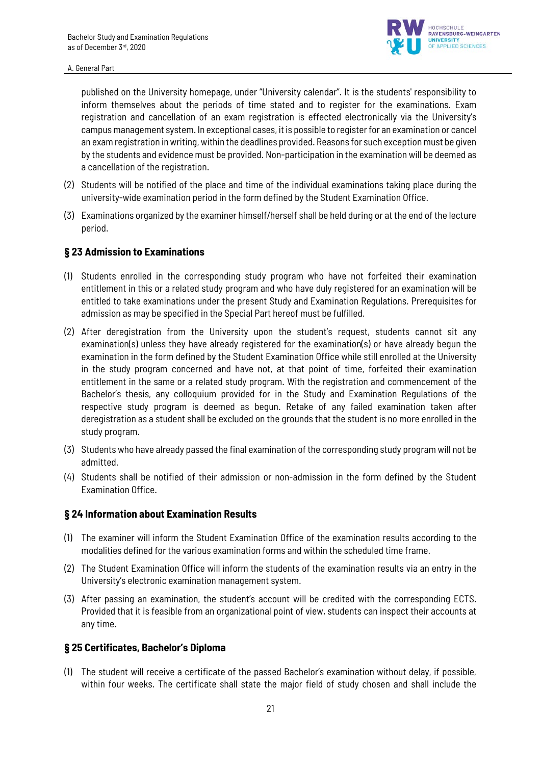published on the University homepage, under "University calendar". It is the students' responsibility to inform themselves about the periods of time stated and to register for the examinations. Exam registration and cancellation of an exam registration is effected electronically via the University's campus management system. In exceptional cases, it is possible to register for an examination or cancel an exam registration in writing, within the deadlines provided. Reasons for such exception must be given by the students and evidence must be provided. Non-participation in the examination will be deemed as a cancellation of the registration.

(2) Students will be notified of the place and time of the individual examinations taking place during the university-wide examination period in the form defined by the Student Examination Office.

(3) Examinations organized by the examiner himself/herself shall be held during or at the end of the lecture period.

## § 23 Admission to Examinations

(1) Students enrolled in the corresponding study program who have not forfeited their examination entitlement in this or a related study program and who have duly registered for an examination will be entitled to take examinations under the present Study and Examination Regulations. Prerequisites for admission as may be specified in the Special Part hereof must be fulfilled.

(2) After deregistration from the University upon the student's request, students cannot sit any examination(s) unless they have already registered for the examination(s) or have already begun the examination in the form defined by the Student Examination Office while still enrolled at the University in the study program concerned and have not, at that point of time, forfeited their examination entitlement in the same or a related study program. With the registration and commencement of the Bachelor's thesis, any colloquium provided for in the Study and Examination Regulations of the respective study program is deemed as begun. Retake of any failed examination taken after deregistration as a student shall be excluded on the grounds that the student is no more enrolled in the study program.

(3) Students who have already passed the final examination of the corresponding study program will not be admitted.

(4) Students shall be notified of their admission or non-admission in the form defined by the Student Examination Office.

## § 24 Information about Examination Results

(1) The examiner will inform the Student Examination Office of the examination results according to the modalities defined for the various examination forms and within the scheduled time frame.

(2) The Student Examination Office will inform the students of the examination results via an entry in the University's electronic examination management system.

(3) After passing an examination, the student's account will be credited with the corresponding ECTS. Provided that it is feasible from an organizational point of view, students can inspect their accounts at any time.

## § 25 Certificates, Bachelor's Diploma

(1) The student will receive a certificate of the passed Bachelor's examination without delay, if possible, within four weeks. The certificate shall state the major field of study chosen and shall include the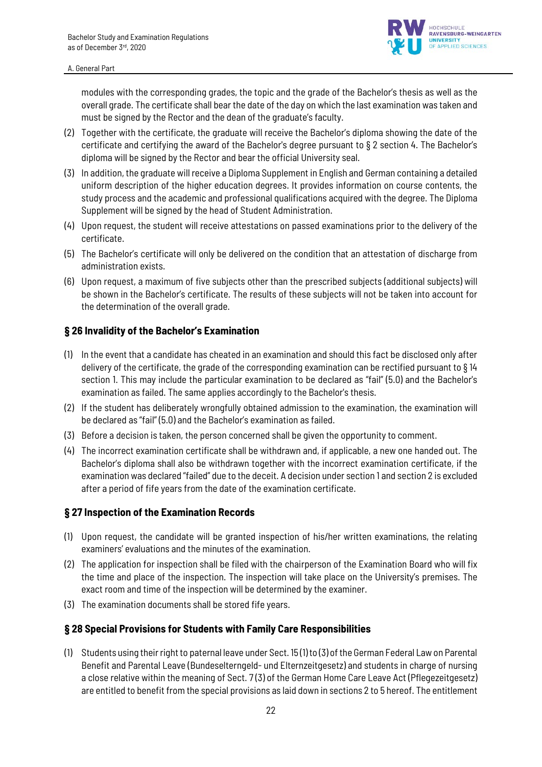modules with the corresponding grades, the topic and the grade of the Bachelor's thesis as well as the overall grade. The certificate shall bear the date of the day on which the last examination was taken and must be signed by the Rector and the dean of the graduate's faculty.

(2) Together with the certificate, the graduate will receive the Bachelor's diploma showing the date of the certificate and certifying the award of the Bachelor's degree pursuant to § 2 section 4. The Bachelor's diploma will be signed by the Rector and bear the official University seal.

(3) In addition, the graduate will receive a Diploma Supplement in English and German containing a detailed uniform description of the higher education degrees. It provides information on course contents, the study process and the academic and professional qualifications acquired with the degree. The Diploma Supplement will be signed by the head of Student Administration.

(4) Upon request, the student will receive attestations on passed examinations prior to the delivery of the certificate.

(5) The Bachelor's certificate will only be delivered on the condition that an attestation of discharge from administration exists.

(6) Upon request, a maximum of five subjects other than the prescribed subjects (additional subjects) will be shown in the Bachelor's certificate. The results of these subjects will not be taken into account for the determination of the overall grade.

## § 26 Invalidity of the Bachelor's Examination

(1) In the event that a candidate has cheated in an examination and should this fact be disclosed only after delivery of the certificate, the grade of the corresponding examination can be rectified pursuant to § 14 section 1. This may include the particular examination to be declared as "fail" (5.0) and the Bachelor's examination as failed. The same applies accordingly to the Bachelor's thesis.

(2) If the student has deliberately wrongfully obtained admission to the examination, the examination will be declared as "fail" (5.0) and the Bachelor's examination as failed.

(3) Before a decision is taken, the person concerned shall be given the opportunity to comment.

(4) The incorrect examination certificate shall be withdrawn and, if applicable, a new one handed out. The Bachelor's diploma shall also be withdrawn together with the incorrect examination certificate, if the examination was declared "failed" due to the deceit. A decision under section 1 and section 2 is excluded after a period of fife years from the date of the examination certificate.

## § 27 Inspection of the Examination Records

(1) Upon request, the candidate will be granted inspection of his/her written examinations, the relating examiners' evaluations and the minutes of the examination.

(2) The application for inspection shall be filed with the chairperson of the Examination Board who will fix the time and place of the inspection. The inspection will take place on the University's premises. The exact room and time of the inspection will be determined by the examiner.

(3) The examination documents shall be stored fife years.

## § 28 Special Provisions for Students with Family Care Responsibilities

(1) Students using their right to paternal leave under Sect. 15 (1) to (3) of the German Federal Law on Parental Benefit and Parental Leave (Bundeselterngeld- und Elternzeitgesetz) and students in charge of nursing a close relative within the meaning of Sect. 7 (3) of the German Home Care Leave Act (Pflegezeitgesetz) are entitled to benefit from the special provisions as laid down in sections 2 to 5 hereof. The entitlement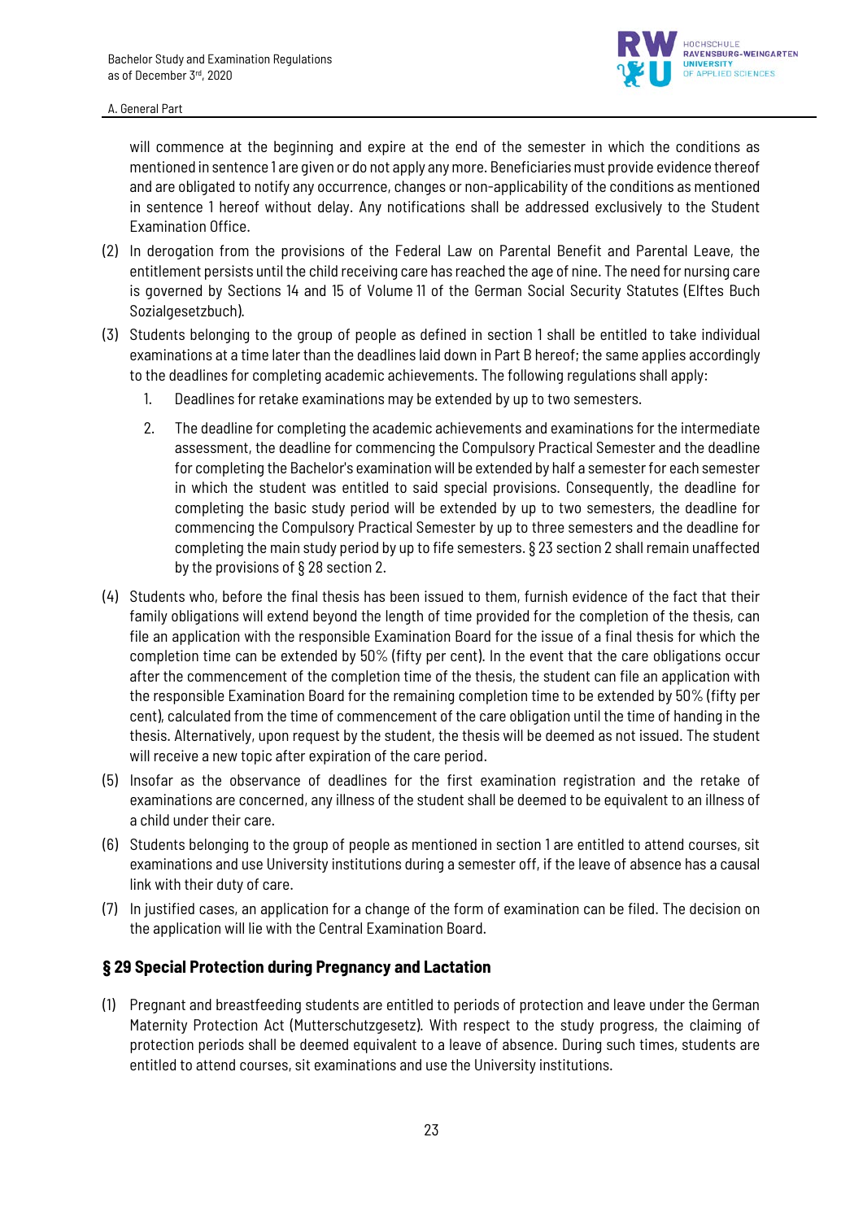will commence at the beginning and expire at the end of the semester in which the conditions as mentioned in sentence 1 are given or do not apply any more. Beneficiaries must provide evidence thereof and are obligated to notify any occurrence, changes or non-applicability of the conditions as mentioned in sentence 1 hereof without delay. Any notifications shall be addressed exclusively to the Student Examination Office.

(2) In derogation from the provisions of the Federal Law on Parental Benefit and Parental Leave, the entitlement persists until the child receiving care has reached the age of nine. The need for nursing care is governed by Sections 14 and 15 of Volume 11 of the German Social Security Statutes (Elftes Buch Sozialgesetzbuch).

(3) Students belonging to the group of people as defined in section 1 shall be entitled to take individual examinations at a time later than the deadlines laid down in Part B hereof; the same applies accordingly to the deadlines for completing academic achievements. The following regulations shall apply:

   1. Deadlines for retake examinations may be extended by up to two semesters.

   2. The deadline for completing the academic achievements and examinations for the intermediate assessment, the deadline for commencing the Compulsory Practical Semester and the deadline for completing the Bachelor's examination will be extended by half a semester for each semester in which the student was entitled to said special provisions. Consequently, the deadline for completing the basic study period will be extended by up to two semesters, the deadline for commencing the Compulsory Practical Semester by up to three semesters and the deadline for completing the main study period by up to fife semesters. § 23 section 2 shall remain unaffected by the provisions of § 28 section 2.

(4) Students who, before the final thesis has been issued to them, furnish evidence of the fact that their family obligations will extend beyond the length of time provided for the completion of the thesis, can file an application with the responsible Examination Board for the issue of a final thesis for which the completion time can be extended by 50% (fifty per cent). In the event that the care obligations occur after the commencement of the completion time of the thesis, the student can file an application with the responsible Examination Board for the remaining completion time to be extended by 50% (fifty per cent), calculated from the time of commencement of the care obligation until the time of handing in the thesis. Alternatively, upon request by the student, the thesis will be deemed as not issued. The student will receive a new topic after expiration of the care period.

(5) Insofar as the observance of deadlines for the first examination registration and the retake of examinations are concerned, any illness of the student shall be deemed to be equivalent to an illness of a child under their care.

(6) Students belonging to the group of people as mentioned in section 1 are entitled to attend courses, sit examinations and use University institutions during a semester off, if the leave of absence has a causal link with their duty of care.

(7) In justified cases, an application for a change of the form of examination can be filed. The decision on the application will lie with the Central Examination Board.

## § 29 Special Protection during Pregnancy and Lactation

(1) Pregnant and breastfeeding students are entitled to periods of protection and leave under the German Maternity Protection Act (Mutterschutzgesetz). With respect to the study progress, the claiming of protection periods shall be deemed equivalent to a leave of absence. During such times, students are entitled to attend courses, sit examinations and use the University institutions.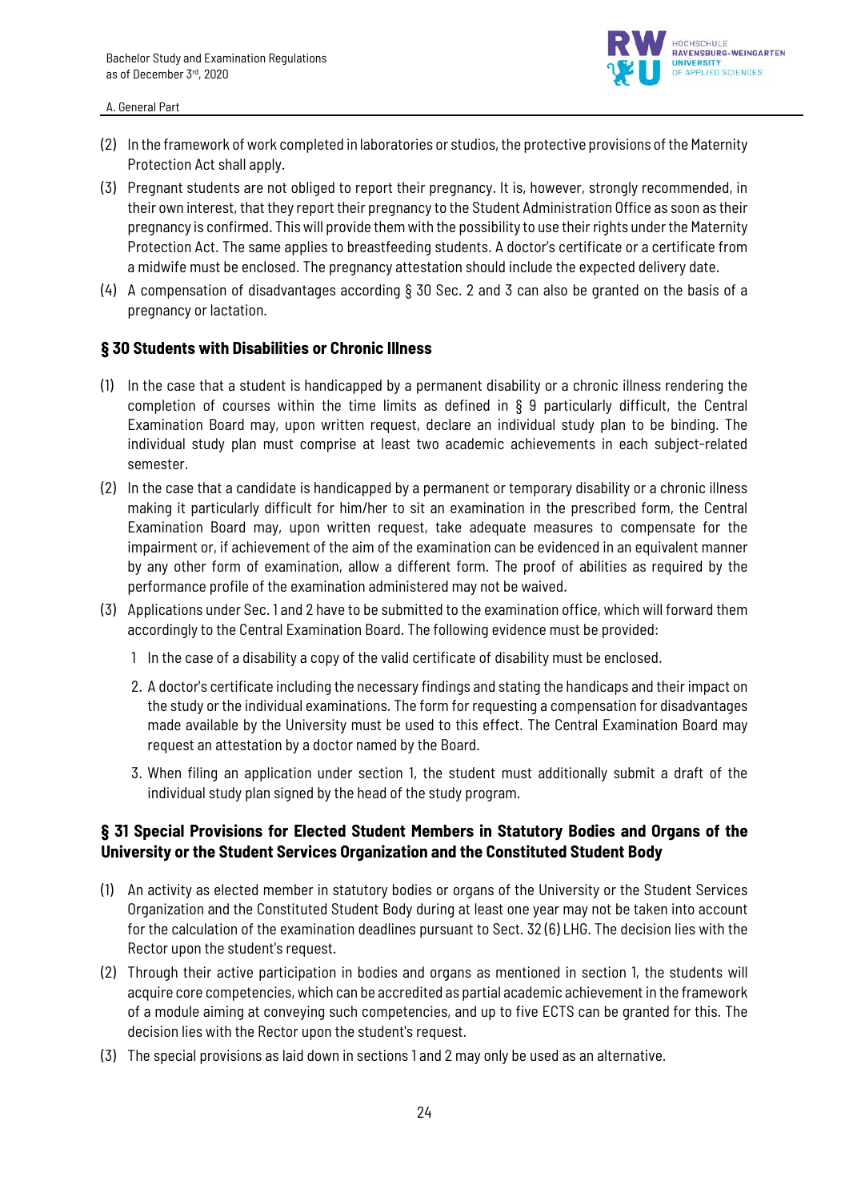(2) In the framework of work completed in laboratories or studios, the protective provisions of the Maternity Protection Act shall apply.

(3) Pregnant students are not obliged to report their pregnancy. It is, however, strongly recommended, in their own interest, that they report their pregnancy to the Student Administration Office as soon as their pregnancy is confirmed. This will provide them with the possibility to use their rights under the Maternity Protection Act. The same applies to breastfeeding students. A doctor's certificate or a certificate from a midwife must be enclosed. The pregnancy attestation should include the expected delivery date.

(4) A compensation of disadvantages according § 30 Sec. 2 and 3 can also be granted on the basis of a pregnancy or lactation.

### § 30 Students with Disabilities or Chronic Illness

(1) In the case that a student is handicapped by a permanent disability or a chronic illness rendering the completion of courses within the time limits as defined in § 9 particularly difficult, the Central Examination Board may, upon written request, declare an individual study plan to be binding. The individual study plan must comprise at least two academic achievements in each subject-related semester.

(2) In the case that a candidate is handicapped by a permanent or temporary disability or a chronic illness making it particularly difficult for him/her to sit an examination in the prescribed form, the Central Examination Board may, upon written request, take adequate measures to compensate for the impairment or, if achievement of the aim of the examination can be evidenced in an equivalent manner by any other form of examination, allow a different form. The proof of abilities as required by the performance profile of the examination administered may not be waived.

(3) Applications under Sec. 1 and 2 have to be submitted to the examination office, which will forward them accordingly to the Central Examination Board. The following evidence must be provided:

   1 In the case of a disability a copy of the valid certificate of disability must be enclosed.

   2. A doctor's certificate including the necessary findings and stating the handicaps and their impact on the study or the individual examinations. The form for requesting a compensation for disadvantages made available by the University must be used to this effect. The Central Examination Board may request an attestation by a doctor named by the Board.

   3. When filing an application under section 1, the student must additionally submit a draft of the individual study plan signed by the head of the study program.

### § 31 Special Provisions for Elected Student Members in Statutory Bodies and Organs of the University or the Student Services Organization and the Constituted Student Body

(1) An activity as elected member in statutory bodies or organs of the University or the Student Services Organization and the Constituted Student Body during at least one year may not be taken into account for the calculation of the examination deadlines pursuant to Sect. 32 (6) LHG. The decision lies with the Rector upon the student's request.

(2) Through their active participation in bodies and organs as mentioned in section 1, the students will acquire core competencies, which can be accredited as partial academic achievement in the framework of a module aiming at conveying such competencies, and up to five ECTS can be granted for this. The decision lies with the Rector upon the student's request.

(3) The special provisions as laid down in sections 1 and 2 may only be used as an alternative.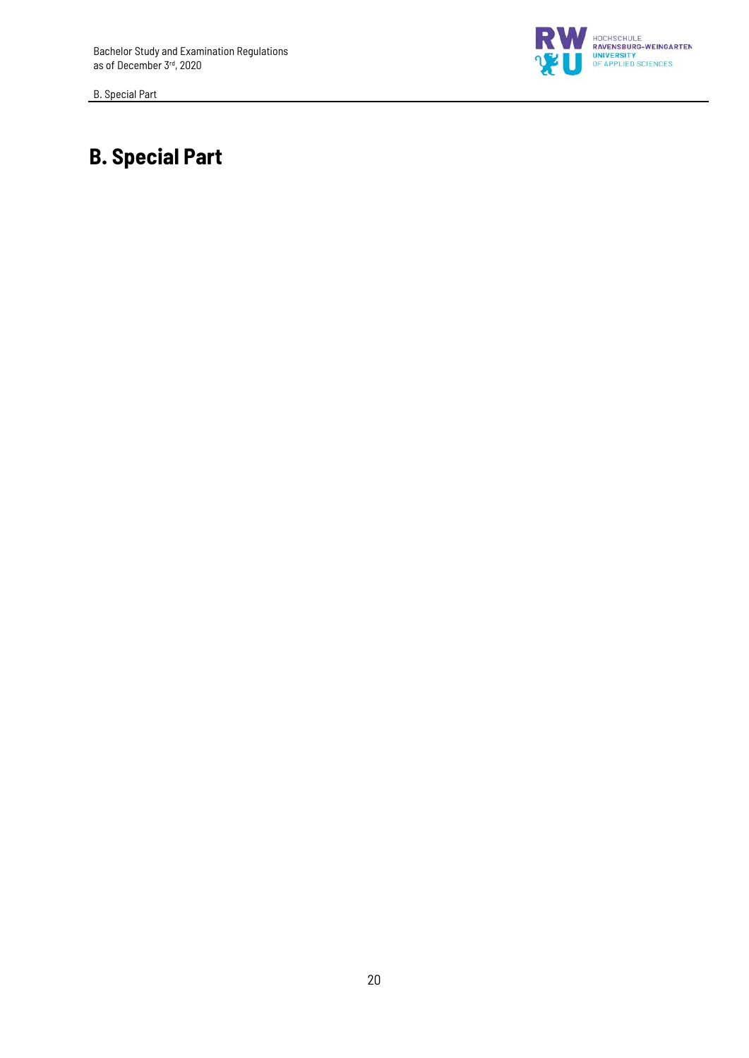# B. Special Part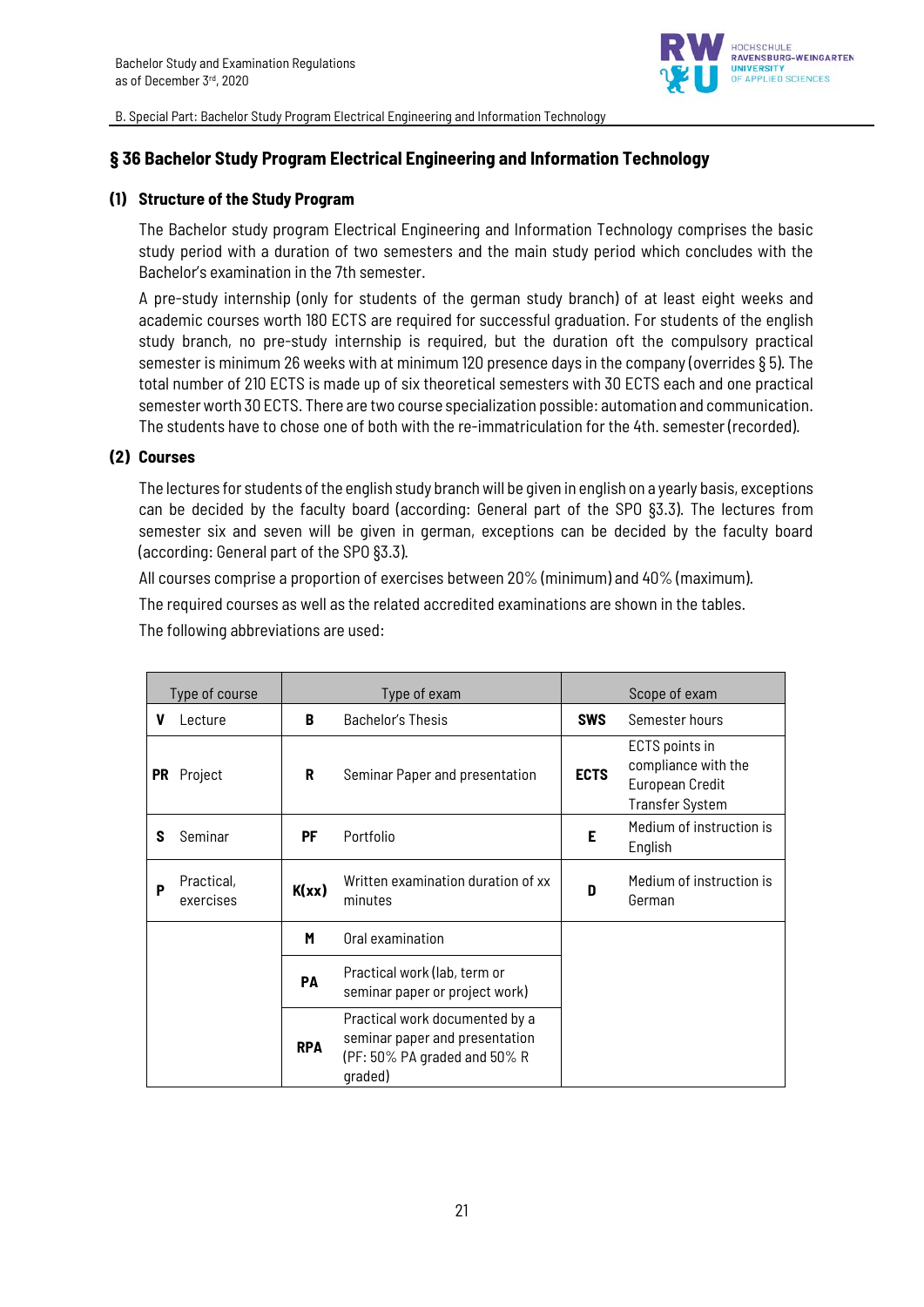## § 36 Bachelor Study Program Electrical Engineering and Information Technology

### (1) Structure of the Study Program

The Bachelor study program Electrical Engineering and Information Technology comprises the basic study period with a duration of two semesters and the main study period which concludes with the Bachelor's examination in the 7th semester.

A pre-study internship (only for students of the german study branch) of at least eight weeks and academic courses worth 180 ECTS are required for successful graduation. For students of the english study branch, no pre-study internship is required, but the duration oft the compulsory practical semester is minimum 26 weeks with at minimum 120 presence days in the company (overrides § 5). The total number of 210 ECTS is made up of six theoretical semesters with 30 ECTS each and one practical semester worth 30 ECTS. There are two course specialization possible: automation and communication. The students have to chose one of both with the re-immatriculation for the 4th. semester (recorded).

### (2) Courses

The lectures for students of the english study branch will be given in english on a yearly basis, exceptions can be decided by the faculty board (according: General part of the SPO §3.3). The lectures from semester six and seven will be given in german, exceptions can be decided by the faculty board (according: General part of the SPO §3.3).

All courses comprise a proportion of exercises between 20% (minimum) and 40% (maximum).

The required courses as well as the related accredited examinations are shown in the tables.

The following abbreviations are used:

| Type of course | | Type of exam | | Scope of exam | |
|---|---|---|---|---|---|
| **V** | Lecture | **B** | Bachelor's Thesis | **SWS** | Semester hours |
| **PR** | Project | **R** | Seminar Paper and presentation | **ECTS** | ECTS points in compliance with the European Credit Transfer System |
| **S** | Seminar | **PF** | Portfolio | **E** | Medium of instruction is English |
| **P** | Practical, exercises | **K(xx)** | Written examination duration of xx minutes | **D** | Medium of instruction is German |
| | | **M** | Oral examination | | |
| | | **PA** | Practical work (lab, term or seminar paper or project work) | | |
| | | **RPA** | Practical work documented by a seminar paper and presentation (PF: 50% PA graded and 50% R graded) | | |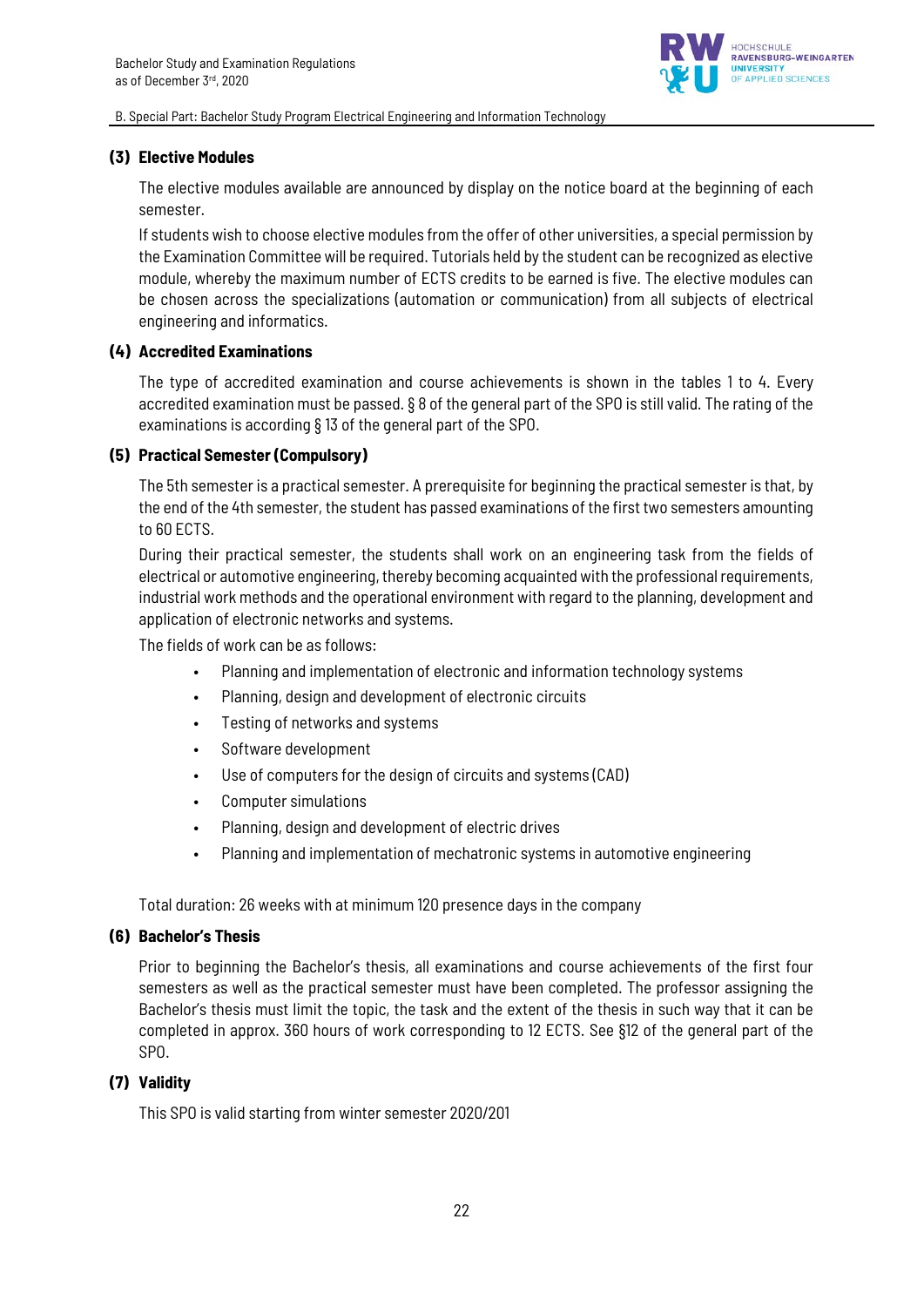### (3) Elective Modules

The elective modules available are announced by display on the notice board at the beginning of each semester.

If students wish to choose elective modules from the offer of other universities, a special permission by the Examination Committee will be required. Tutorials held by the student can be recognized as elective module, whereby the maximum number of ECTS credits to be earned is five. The elective modules can be chosen across the specializations (automation or communication) from all subjects of electrical engineering and informatics.

### (4) Accredited Examinations

The type of accredited examination and course achievements is shown in the tables 1 to 4. Every accredited examination must be passed. § 8 of the general part of the SPO is still valid. The rating of the examinations is according § 13 of the general part of the SPO.

### (5) Practical Semester (Compulsory)

The 5th semester is a practical semester. A prerequisite for beginning the practical semester is that, by the end of the 4th semester, the student has passed examinations of the first two semesters amounting to 60 ECTS.

During their practical semester, the students shall work on an engineering task from the fields of electrical or automotive engineering, thereby becoming acquainted with the professional requirements, industrial work methods and the operational environment with regard to the planning, development and application of electronic networks and systems.

The fields of work can be as follows:

- Planning and implementation of electronic and information technology systems
- Planning, design and development of electronic circuits
- Testing of networks and systems
- Software development
- Use of computers for the design of circuits and systems (CAD)
- Computer simulations
- Planning, design and development of electric drives
- Planning and implementation of mechatronic systems in automotive engineering

Total duration: 26 weeks with at minimum 120 presence days in the company

### (6) Bachelor's Thesis

Prior to beginning the Bachelor's thesis, all examinations and course achievements of the first four semesters as well as the practical semester must have been completed. The professor assigning the Bachelor's thesis must limit the topic, the task and the extent of the thesis in such way that it can be completed in approx. 360 hours of work corresponding to 12 ECTS. See §12 of the general part of the SPO.

### (7) Validity

This SPO is valid starting from winter semester 2020/201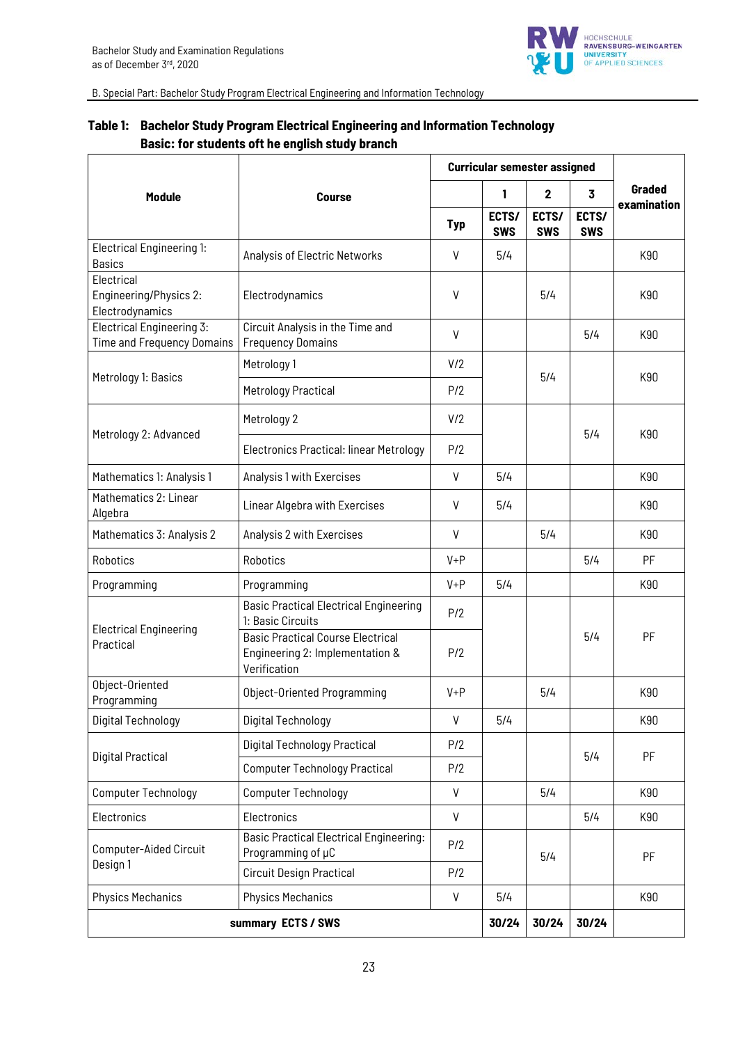B. Special Part: Bachelor Study Program Electrical Engineering and Information Technology

**Table 1: Bachelor Study Program Electrical Engineering and Information Technology Basic: for students oft he english study branch**

| Module | Course | Curricular semester assigned | | | | Graded examination |
|---|---|---|---|---|---|---|
| | | | 1 | 2 | 3 | |
| | | Typ | ECTS/ SWS | ECTS/ SWS | ECTS/ SWS | |
| Electrical Engineering 1: Basics | Analysis of Electric Networks | V | 5/4 | | | K90 |
| Electrical Engineering/Physics 2: Electrodynamics | Electrodynamics | V | | 5/4 | | K90 |
| Electrical Engineering 3: Time and Frequency Domains | Circuit Analysis in the Time and Frequency Domains | V | | | 5/4 | K90 |
| Metrology 1: Basics | Metrology 1 | V/2 | | 5/4 | | K90 |
| | Metrology Practical | P/2 | | | | |
| Metrology 2: Advanced | Metrology 2 | V/2 | | | 5/4 | K90 |
| | Electronics Practical: linear Metrology | P/2 | | | | |
| Mathematics 1: Analysis 1 | Analysis 1 with Exercises | V | 5/4 | | | K90 |
| Mathematics 2: Linear Algebra | Linear Algebra with Exercises | V | 5/4 | | | K90 |
| Mathematics 3: Analysis 2 | Analysis 2 with Exercises | V | | 5/4 | | K90 |
| Robotics | Robotics | V+P | | | 5/4 | PF |
| Programming | Programming | V+P | 5/4 | | | K90 |
| Electrical Engineering Practical | Basic Practical Electrical Engineering 1: Basic Circuits | P/2 | | | 5/4 | PF |
| | Basic Practical Course Electrical Engineering 2: Implementation & Verification | P/2 | | | | |
| Object-Oriented Programming | Object-Oriented Programming | V+P | | 5/4 | | K90 |
| Digital Technology | Digital Technology | V | 5/4 | | | K90 |
| Digital Practical | Digital Technology Practical | P/2 | | | 5/4 | PF |
| | Computer Technology Practical | P/2 | | | | |
| Computer Technology | Computer Technology | V | | 5/4 | | K90 |
| Electronics | Electronics | V | | | 5/4 | K90 |
| Computer-Aided Circuit Design 1 | Basic Practical Electrical Engineering: Programming of µC | P/2 | | 5/4 | | PF |
| | Circuit Design Practical | P/2 | | | | |
| Physics Mechanics | Physics Mechanics | V | 5/4 | | | K90 |
| **summary ECTS / SWS** | | | **30/24** | **30/24** | **30/24** | |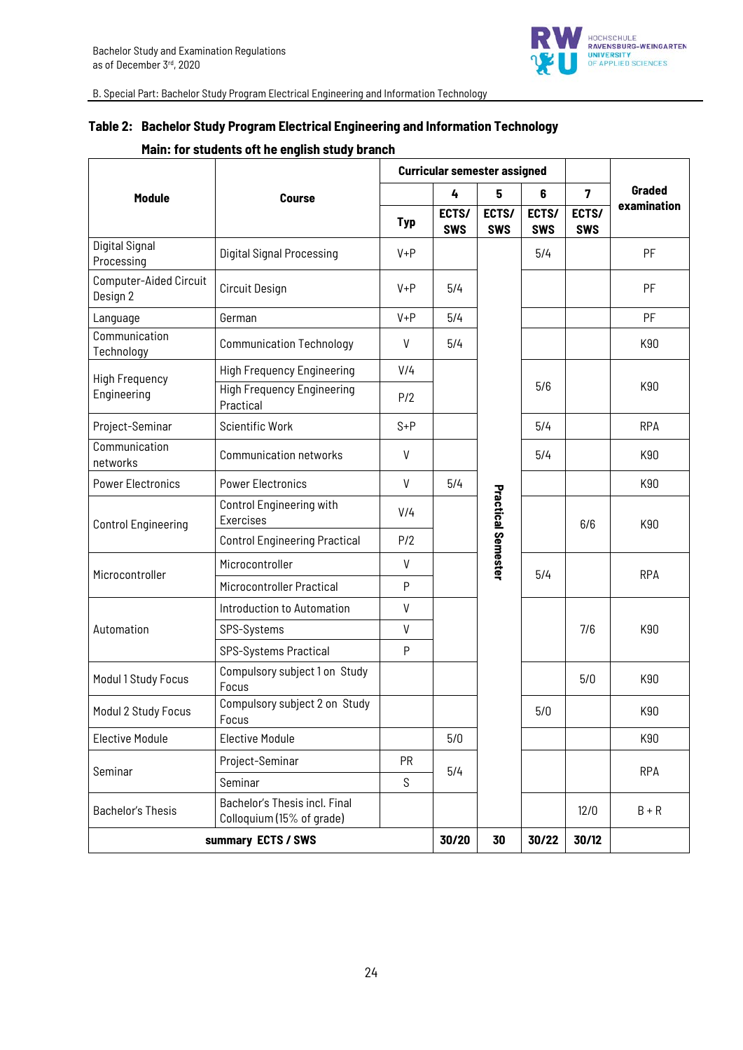B. Special Part: Bachelor Study Program Electrical Engineering and Information Technology

**Table 2: Bachelor Study Program Electrical Engineering and Information Technology**

**Main: for students oft he english study branch**

| Module | Course | Curricular semester assigned | | | | | Graded examination |
|---|---|---|---|---|---|---|---|
| | | | 4 | 5 | 6 | 7 | |
| | | Typ | ECTS/ SWS | ECTS/ SWS | ECTS/ SWS | ECTS/ SWS | |
| Digital Signal Processing | Digital Signal Processing | V+P | | Practical Semester | 5/4 | | PF |
| Computer-Aided Circuit Design 2 | Circuit Design | V+P | 5/4 | | | | PF |
| Language | German | V+P | 5/4 | | | | PF |
| Communication Technology | Communication Technology | V | 5/4 | | | | K90 |
| High Frequency Engineering | High Frequency Engineering | V/4 | | | 5/6 | | K90 |
| | High Frequency Engineering Practical | P/2 | | | | | |
| Project-Seminar | Scientific Work | S+P | | | 5/4 | | RPA |
| Communication networks | Communication networks | V | | | 5/4 | | K90 |
| Power Electronics | Power Electronics | V | 5/4 | | | | K90 |
| Control Engineering | Control Engineering with Exercises | V/4 | | | | 6/6 | K90 |
| | Control Engineering Practical | P/2 | | | | | |
| Microcontroller | Microcontroller | V | | | 5/4 | | RPA |
| | Microcontroller Practical | P | | | | | |
| Automation | Introduction to Automation | V | | | | 7/6 | K90 |
| | SPS-Systems | V | | | | | |
| | SPS-Systems Practical | P | | | | | |
| Modul 1 Study Focus | Compulsory subject 1 on Study Focus | | | | | 5/0 | K90 |
| Modul 2 Study Focus | Compulsory subject 2 on Study Focus | | | | 5/0 | | K90 |
| Elective Module | Elective Module | | 5/0 | | | | K90 |
| Seminar | Project-Seminar | PR | 5/4 | | | | RPA |
| | Seminar | S | | | | | |
| Bachelor's Thesis | Bachelor's Thesis incl. Final Colloquium (15% of grade) | | | | | 12/0 | B + R |
| **summary ECTS / SWS** | | | **30/20** | **30** | **30/22** | **30/12** | |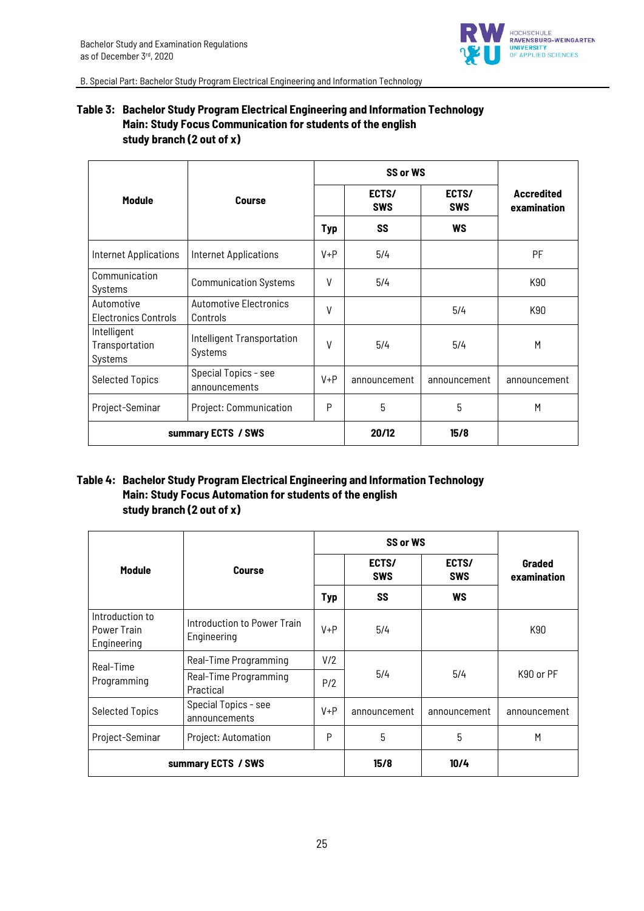B. Special Part: Bachelor Study Program Electrical Engineering and Information Technology

**Table 3: Bachelor Study Program Electrical Engineering and Information Technology Main: Study Focus Communication for students of the english study branch (2 out of x)**

| Module | Course | SS or WS | | | Accredited examination |
|---|---|---|---|---|---|
| | | | ECTS/ SWS | ECTS/ SWS | |
| | | Typ | SS | WS | |
| Internet Applications | Internet Applications | V+P | 5/4 | | PF |
| Communication Systems | Communication Systems | V | 5/4 | | K90 |
| Automotive Electronics Controls | Automotive Electronics Controls | V | | 5/4 | K90 |
| Intelligent Transportation Systems | Intelligent Transportation Systems | V | 5/4 | 5/4 | M |
| Selected Topics | Special Topics - see announcements | V+P | announcement | announcement | announcement |
| Project-Seminar | Project: Communication | P | 5 | 5 | M |
| **summary ECTS / SWS** | | | **20/12** | **15/8** | |

**Table 4: Bachelor Study Program Electrical Engineering and Information Technology Main: Study Focus Automation for students of the english study branch (2 out of x)**

| Module | Course | SS or WS | | | Graded examination |
|---|---|---|---|---|---|
| | | | ECTS/ SWS | ECTS/ SWS | |
| | | Typ | SS | WS | |
| Introduction to Power Train Engineering | Introduction to Power Train Engineering | V+P | 5/4 | | K90 |
| Real-Time Programming | Real-Time Programming | V/2 | 5/4 | 5/4 | K90 or PF |
| | Real-Time Programming Practical | P/2 | | | |
| Selected Topics | Special Topics - see announcements | V+P | announcement | announcement | announcement |
| Project-Seminar | Project: Automation | P | 5 | 5 | M |
| **summary ECTS / SWS** | | | **15/8** | **10/4** | |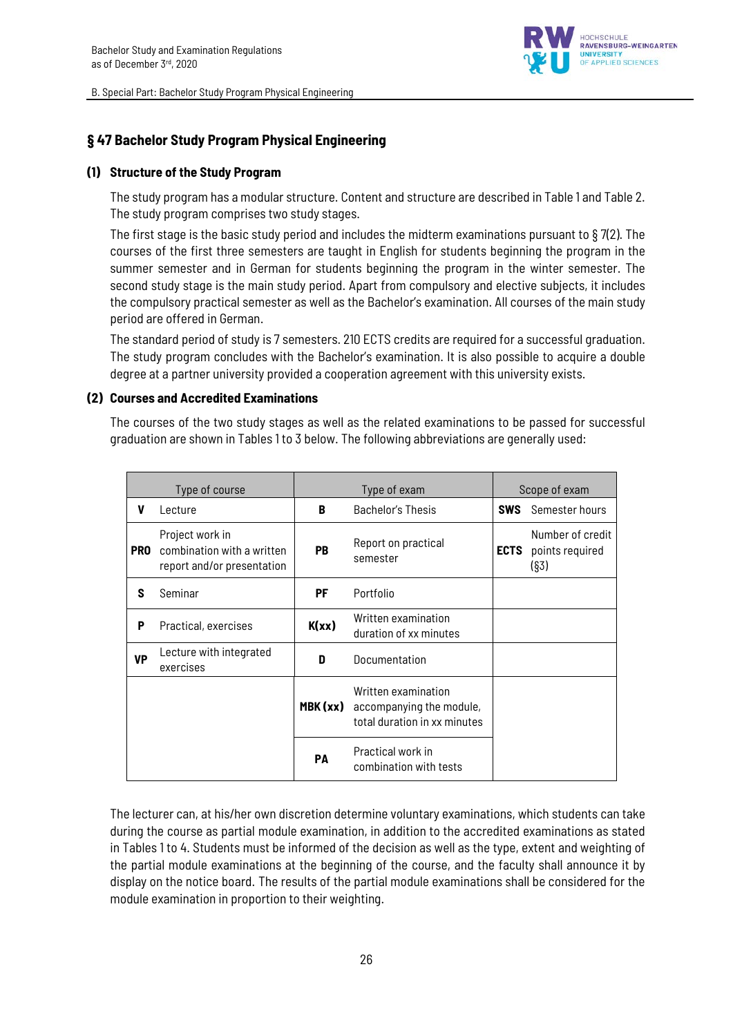## § 47 Bachelor Study Program Physical Engineering

### (1) Structure of the Study Program

The study program has a modular structure. Content and structure are described in Table 1 and Table 2. The study program comprises two study stages.

The first stage is the basic study period and includes the midterm examinations pursuant to § 7(2). The courses of the first three semesters are taught in English for students beginning the program in the summer semester and in German for students beginning the program in the winter semester. The second study stage is the main study period. Apart from compulsory and elective subjects, it includes the compulsory practical semester as well as the Bachelor's examination. All courses of the main study period are offered in German.

The standard period of study is 7 semesters. 210 ECTS credits are required for a successful graduation. The study program concludes with the Bachelor's examination. It is also possible to acquire a double degree at a partner university provided a cooperation agreement with this university exists.

### (2) Courses and Accredited Examinations

The courses of the two study stages as well as the related examinations to be passed for successful graduation are shown in Tables 1 to 3 below. The following abbreviations are generally used:

| Type of course | | Type of exam | | Scope of exam | |
|---|---|---|---|---|---|
| **V** | Lecture | **B** | Bachelor's Thesis | **SWS** | Semester hours |
| **PRO** | Project work in combination with a written report and/or presentation | **PB** | Report on practical semester | **ECTS** | Number of credit points required (§3) |
| **S** | Seminar | **PF** | Portfolio | | |
| **P** | Practical, exercises | **K(xx)** | Written examination duration of xx minutes | | |
| **VP** | Lecture with integrated exercises | **D** | Documentation | | |
| | | **MBK (xx)** | Written examination accompanying the module, total duration in xx minutes | | |
| | | **PA** | Practical work in combination with tests | | |

The lecturer can, at his/her own discretion determine voluntary examinations, which students can take during the course as partial module examination, in addition to the accredited examinations as stated in Tables 1 to 4. Students must be informed of the decision as well as the type, extent and weighting of the partial module examinations at the beginning of the course, and the faculty shall announce it by display on the notice board. The results of the partial module examinations shall be considered for the module examination in proportion to their weighting.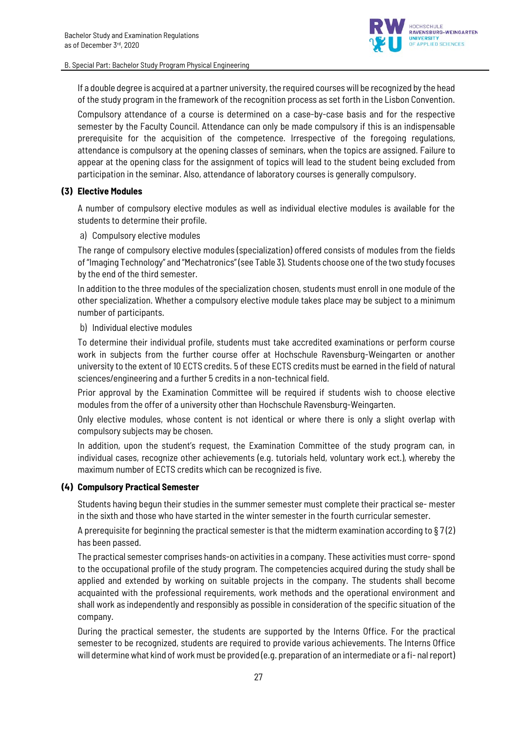If a double degree is acquired at a partner university, the required courses will be recognized by the head of the study program in the framework of the recognition process as set forth in the Lisbon Convention.

Compulsory attendance of a course is determined on a case-by-case basis and for the respective semester by the Faculty Council. Attendance can only be made compulsory if this is an indispensable prerequisite for the acquisition of the competence. Irrespective of the foregoing regulations, attendance is compulsory at the opening classes of seminars, when the topics are assigned. Failure to appear at the opening class for the assignment of topics will lead to the student being excluded from participation in the seminar. Also, attendance of laboratory courses is generally compulsory.

**(3) Elective Modules**

A number of compulsory elective modules as well as individual elective modules is available for the students to determine their profile.

a) Compulsory elective modules

The range of compulsory elective modules (specialization) offered consists of modules from the fields of "Imaging Technology" and "Mechatronics" (see Table 3). Students choose one of the two study focuses by the end of the third semester.

In addition to the three modules of the specialization chosen, students must enroll in one module of the other specialization. Whether a compulsory elective module takes place may be subject to a minimum number of participants.

b) Individual elective modules

To determine their individual profile, students must take accredited examinations or perform course work in subjects from the further course offer at Hochschule Ravensburg-Weingarten or another university to the extent of 10 ECTS credits. 5 of these ECTS credits must be earned in the field of natural sciences/engineering and a further 5 credits in a non-technical field.

Prior approval by the Examination Committee will be required if students wish to choose elective modules from the offer of a university other than Hochschule Ravensburg-Weingarten.

Only elective modules, whose content is not identical or where there is only a slight overlap with compulsory subjects may be chosen.

In addition, upon the student's request, the Examination Committee of the study program can, in individual cases, recognize other achievements (e.g. tutorials held, voluntary work ect.), whereby the maximum number of ECTS credits which can be recognized is five.

**(4) Compulsory Practical Semester**

Students having begun their studies in the summer semester must complete their practical se- mester in the sixth and those who have started in the winter semester in the fourth curricular semester.

A prerequisite for beginning the practical semester is that the midterm examination according to § 7(2) has been passed.

The practical semester comprises hands-on activities in a company. These activities must corre- spond to the occupational profile of the study program. The competencies acquired during the study shall be applied and extended by working on suitable projects in the company. The students shall become acquainted with the professional requirements, work methods and the operational environment and shall work as independently and responsibly as possible in consideration of the specific situation of the company.

During the practical semester, the students are supported by the Interns Office. For the practical semester to be recognized, students are required to provide various achievements. The Interns Office will determine what kind of work must be provided (e.g. preparation of an intermediate or a fi- nal report)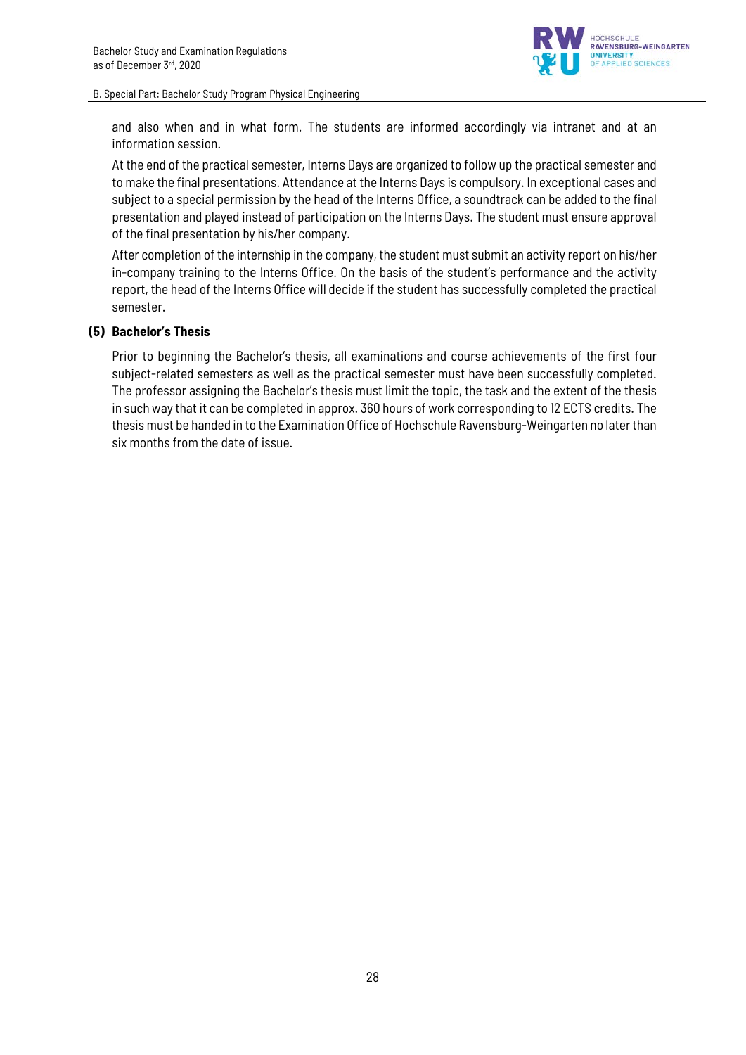and also when and in what form. The students are informed accordingly via intranet and at an information session.

At the end of the practical semester, Interns Days are organized to follow up the practical semester and to make the final presentations. Attendance at the Interns Days is compulsory. In exceptional cases and subject to a special permission by the head of the Interns Office, a soundtrack can be added to the final presentation and played instead of participation on the Interns Days. The student must ensure approval of the final presentation by his/her company.

After completion of the internship in the company, the student must submit an activity report on his/her in-company training to the Interns Office. On the basis of the student's performance and the activity report, the head of the Interns Office will decide if the student has successfully completed the practical semester.

**(5) Bachelor's Thesis**

Prior to beginning the Bachelor's thesis, all examinations and course achievements of the first four subject-related semesters as well as the practical semester must have been successfully completed. The professor assigning the Bachelor's thesis must limit the topic, the task and the extent of the thesis in such way that it can be completed in approx. 360 hours of work corresponding to 12 ECTS credits. The thesis must be handed in to the Examination Office of Hochschule Ravensburg-Weingarten no later than six months from the date of issue.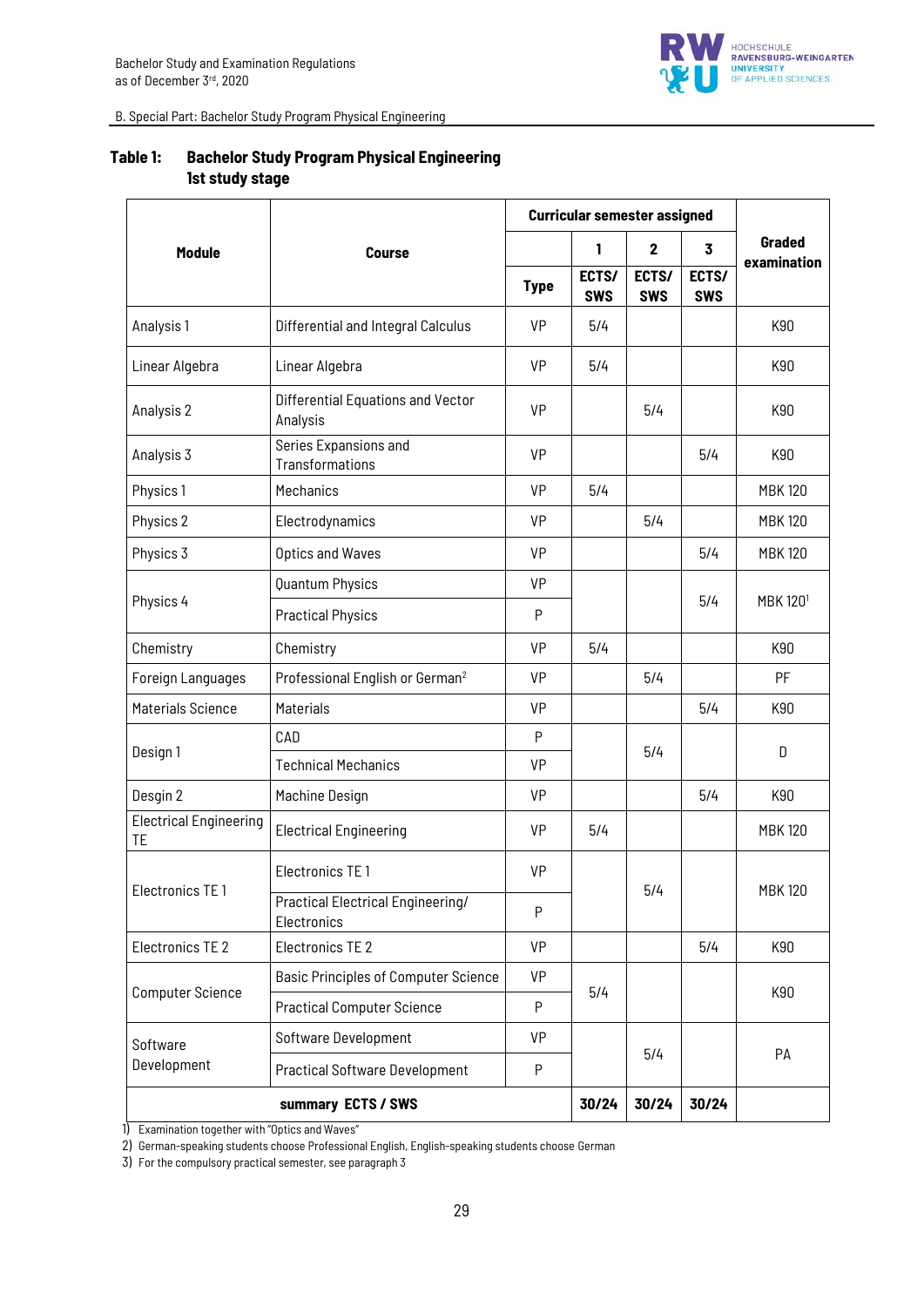B. Special Part: Bachelor Study Program Physical Engineering

## Table 1: Bachelor Study Program Physical Engineering 1st study stage

| Module | Course | Curricular semester assigned | | | | Graded examination |
|---|---|---|---|---|---|---|
| | | | 1 | 2 | 3 | |
| | | Type | ECTS/ SWS | ECTS/ SWS | ECTS/ SWS | |
| Analysis 1 | Differential and Integral Calculus | VP | 5/4 | | | K90 |
| Linear Algebra | Linear Algebra | VP | 5/4 | | | K90 |
| Analysis 2 | Differential Equations and Vector Analysis | VP | | 5/4 | | K90 |
| Analysis 3 | Series Expansions and Transformations | VP | | | 5/4 | K90 |
| Physics 1 | Mechanics | VP | 5/4 | | | MBK 120 |
| Physics 2 | Electrodynamics | VP | | 5/4 | | MBK 120 |
| Physics 3 | Optics and Waves | VP | | | 5/4 | MBK 120 |
| Physics 4 | Quantum Physics | VP | | | 5/4 | MBK 120[1] |
| | Practical Physics | P | | | | |
| Chemistry | Chemistry | VP | 5/4 | | | K90 |
| Foreign Languages | Professional English or German[2] | VP | | 5/4 | | PF |
| Materials Science | Materials | VP | | | 5/4 | K90 |
| Design 1 | CAD | P | | 5/4 | | D |
| | Technical Mechanics | VP | | | | |
| Desgin 2 | Machine Design | VP | | | 5/4 | K90 |
| Electrical Engineering TE | Electrical Engineering | VP | 5/4 | | | MBK 120 |
| Electronics TE 1 | Electronics TE 1 | VP | | 5/4 | | MBK 120 |
| | Practical Electrical Engineering/ Electronics | P | | | | |
| Electronics TE 2 | Electronics TE 2 | VP | | | 5/4 | K90 |
| Computer Science | Basic Principles of Computer Science | VP | 5/4 | | | K90 |
| | Practical Computer Science | P | | | | |
| Software Development | Software Development | VP | | 5/4 | | PA |
| | Practical Software Development | P | | | | |
| **summary ECTS / SWS** | | | **30/24** | **30/24** | **30/24** | |

1) Examination together with "Optics and Waves"
2) German-speaking students choose Professional English, English-speaking students choose German
3) For the compulsory practical semester, see paragraph 3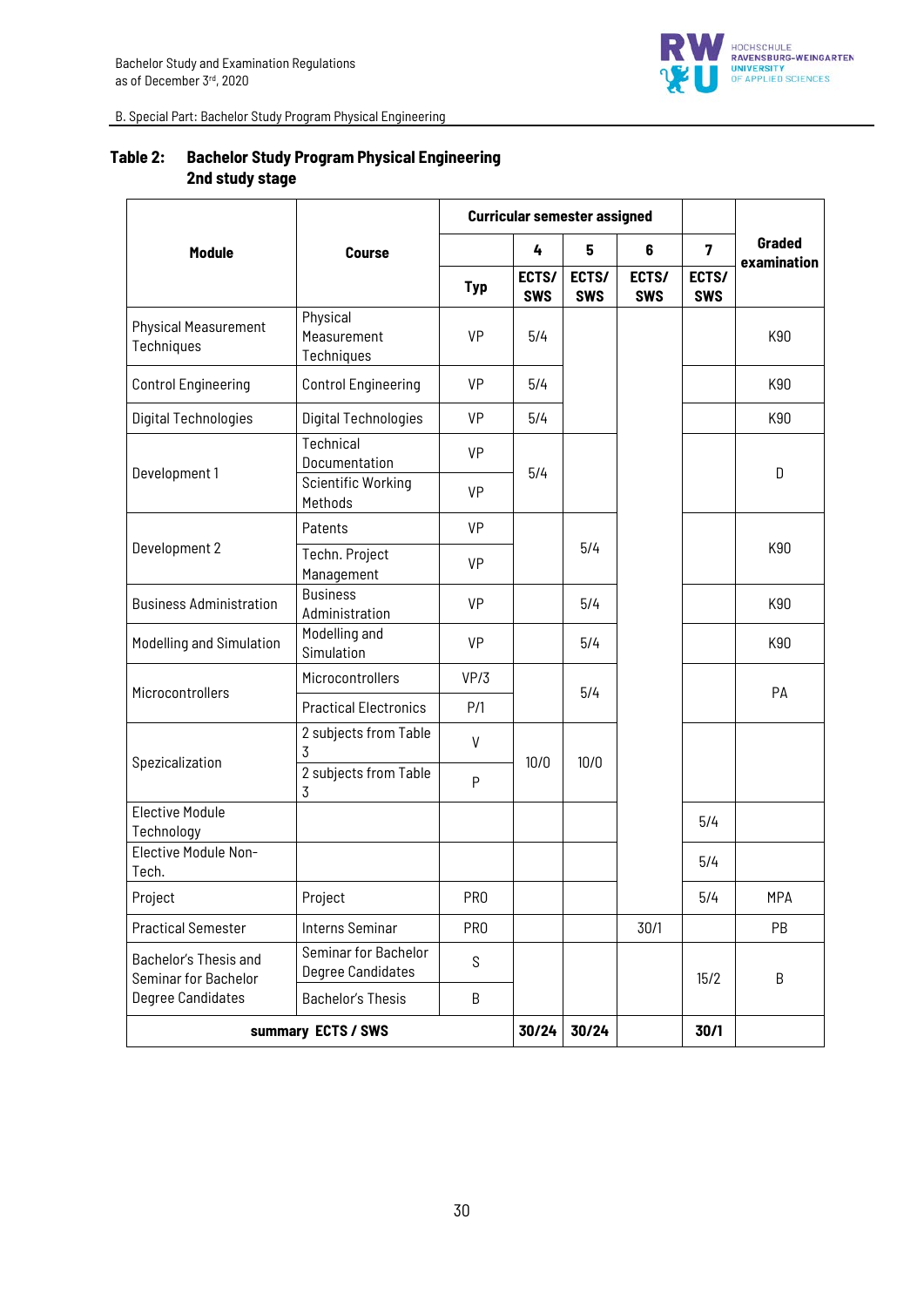B. Special Part: Bachelor Study Program Physical Engineering

**Table 2: Bachelor Study Program Physical Engineering 2nd study stage**

| Module | Course | Curricular semester assigned | | | | | Graded examination |
|---|---|---|---|---|---|---|---|
| | | | 4 | 5 | 6 | 7 | |
| | | Typ | ECTS/ SWS | ECTS/ SWS | ECTS/ SWS | ECTS/ SWS | |
| Physical Measurement Techniques | Physical Measurement Techniques | VP | 5/4 | | | | K90 |
| Control Engineering | Control Engineering | VP | 5/4 | | | | K90 |
| Digital Technologies | Digital Technologies | VP | 5/4 | | | | K90 |
| Development 1 | Technical Documentation | VP | 5/4 | | | | D |
| | Scientific Working Methods | VP | | | | | |
| Development 2 | Patents | VP | | 5/4 | | | K90 |
| | Techn. Project Management | VP | | | | | |
| Business Administration | Business Administration | VP | | 5/4 | | | K90 |
| Modelling and Simulation | Modelling and Simulation | VP | | 5/4 | | | K90 |
| Microcontrollers | Microcontrollers | VP/3 | | 5/4 | | | PA |
| | Practical Electronics | P/1 | | | | | |
| Spezicalization | 2 subjects from Table 3 | V | 10/0 | 10/0 | | | |
| | 2 subjects from Table 3 | P | | | | | |
| Elective Module Technology | | | | | | 5/4 | |
| Elective Module Non-Tech. | | | | | | 5/4 | |
| Project | Project | PRO | | | | 5/4 | MPA |
| Practical Semester | Interns Seminar | PRO | | | 30/1 | | PB |
| Bachelor's Thesis and Seminar for Bachelor Degree Candidates | Seminar for Bachelor Degree Candidates | S | | | | 15/2 | B |
| | Bachelor's Thesis | B | | | | | |
| **summary ECTS / SWS** | | | **30/24** | **30/24** | | **30/1** | |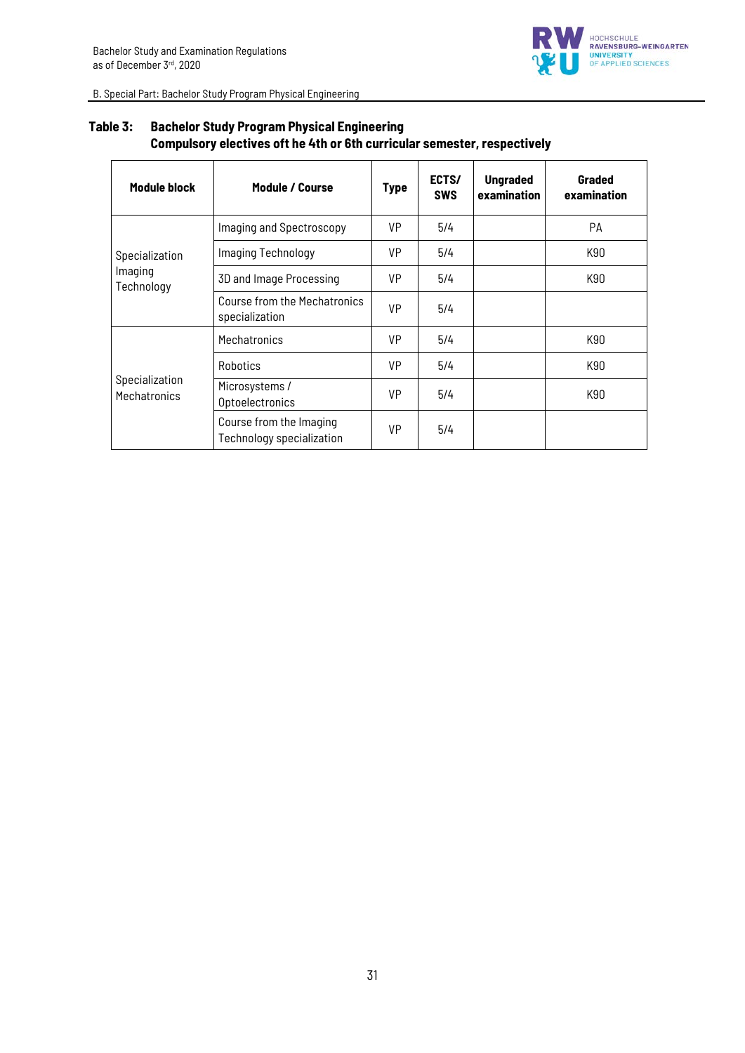B. Special Part: Bachelor Study Program Physical Engineering

**Table 3: Bachelor Study Program Physical Engineering**
**Compulsory electives oft he 4th or 6th curricular semester, respectively**

| Module block | Module / Course | Type | ECTS/ SWS | Ungraded examination | Graded examination |
|---|---|---|---|---|---|
| Specialization Imaging Technology | Imaging and Spectroscopy | VP | 5/4 | | PA |
| | Imaging Technology | VP | 5/4 | | K90 |
| | 3D and Image Processing | VP | 5/4 | | K90 |
| | Course from the Mechatronics specialization | VP | 5/4 | | |
| Specialization Mechatronics | Mechatronics | VP | 5/4 | | K90 |
| | Robotics | VP | 5/4 | | K90 |
| | Microsystems / Optoelectronics | VP | 5/4 | | K90 |
| | Course from the Imaging Technology specialization | VP | 5/4 | | |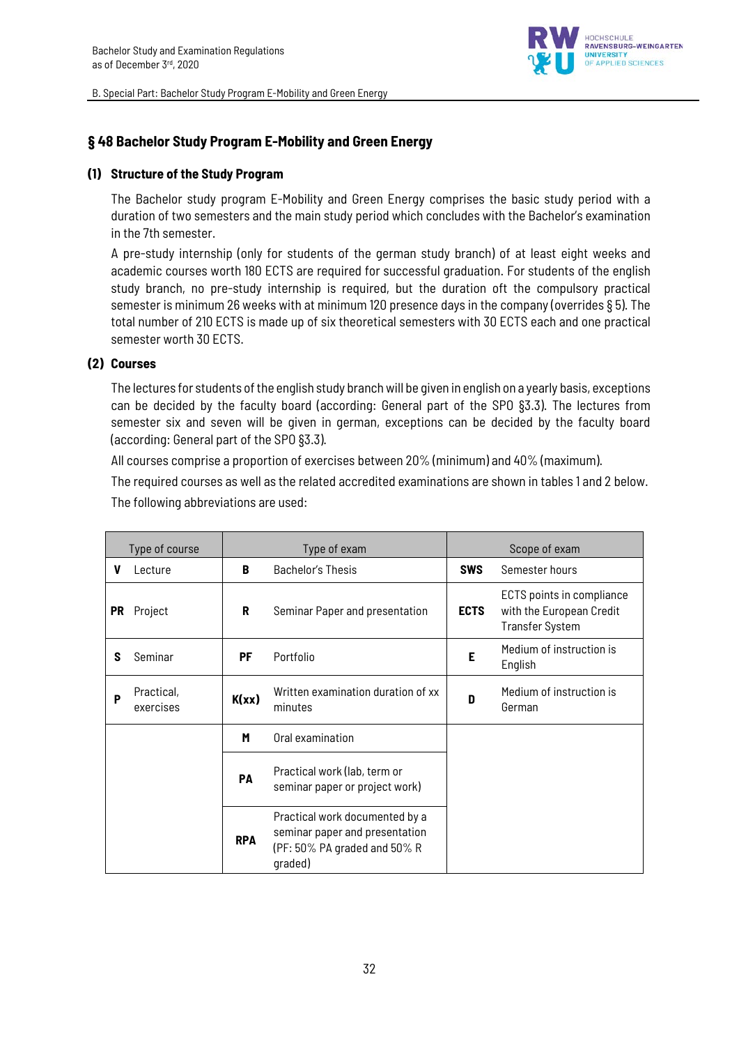## § 48 Bachelor Study Program E-Mobility and Green Energy

### (1) Structure of the Study Program

The Bachelor study program E-Mobility and Green Energy comprises the basic study period with a duration of two semesters and the main study period which concludes with the Bachelor's examination in the 7th semester.

A pre-study internship (only for students of the german study branch) of at least eight weeks and academic courses worth 180 ECTS are required for successful graduation. For students of the english study branch, no pre-study internship is required, but the duration oft the compulsory practical semester is minimum 26 weeks with at minimum 120 presence days in the company (overrides § 5). The total number of 210 ECTS is made up of six theoretical semesters with 30 ECTS each and one practical semester worth 30 ECTS.

### (2) Courses

The lectures for students of the english study branch will be given in english on a yearly basis, exceptions can be decided by the faculty board (according: General part of the SPO §3.3). The lectures from semester six and seven will be given in german, exceptions can be decided by the faculty board (according: General part of the SPO §3.3).

All courses comprise a proportion of exercises between 20% (minimum) and 40% (maximum).

The required courses as well as the related accredited examinations are shown in tables 1 and 2 below.

The following abbreviations are used:

| Type of course | | Type of exam | | Scope of exam | |
|---|---|---|---|---|---|
| **V** | Lecture | **B** | Bachelor's Thesis | **SWS** | Semester hours |
| **PR** | Project | **R** | Seminar Paper and presentation | **ECTS** | ECTS points in compliance with the European Credit Transfer System |
| **S** | Seminar | **PF** | Portfolio | **E** | Medium of instruction is English |
| **P** | Practical, exercises | **K(xx)** | Written examination duration of xx minutes | **D** | Medium of instruction is German |
| | | **M** | Oral examination | | |
| | | **PA** | Practical work (lab, term or seminar paper or project work) | | |
| | | **RPA** | Practical work documented by a seminar paper and presentation (PF: 50% PA graded and 50% R graded) | | |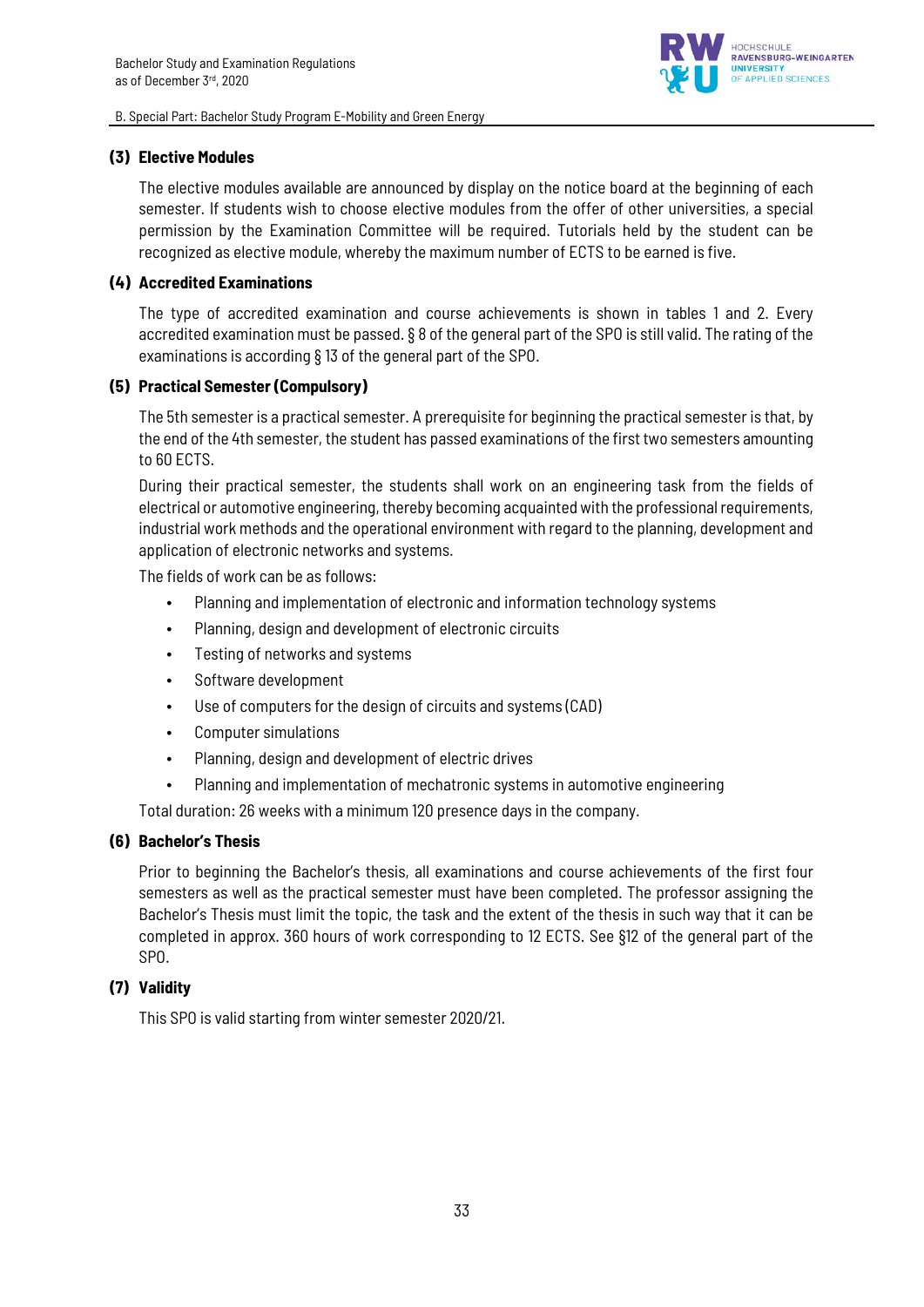### (3) Elective Modules

The elective modules available are announced by display on the notice board at the beginning of each semester. If students wish to choose elective modules from the offer of other universities, a special permission by the Examination Committee will be required. Tutorials held by the student can be recognized as elective module, whereby the maximum number of ECTS to be earned is five.

### (4) Accredited Examinations

The type of accredited examination and course achievements is shown in tables 1 and 2. Every accredited examination must be passed. § 8 of the general part of the SPO is still valid. The rating of the examinations is according § 13 of the general part of the SPO.

### (5) Practical Semester (Compulsory)

The 5th semester is a practical semester. A prerequisite for beginning the practical semester is that, by the end of the 4th semester, the student has passed examinations of the first two semesters amounting to 60 ECTS.

During their practical semester, the students shall work on an engineering task from the fields of electrical or automotive engineering, thereby becoming acquainted with the professional requirements, industrial work methods and the operational environment with regard to the planning, development and application of electronic networks and systems.

The fields of work can be as follows:

- Planning and implementation of electronic and information technology systems
- Planning, design and development of electronic circuits
- Testing of networks and systems
- Software development
- Use of computers for the design of circuits and systems (CAD)
- Computer simulations
- Planning, design and development of electric drives
- Planning and implementation of mechatronic systems in automotive engineering

Total duration: 26 weeks with a minimum 120 presence days in the company.

### (6) Bachelor's Thesis

Prior to beginning the Bachelor's thesis, all examinations and course achievements of the first four semesters as well as the practical semester must have been completed. The professor assigning the Bachelor's Thesis must limit the topic, the task and the extent of the thesis in such way that it can be completed in approx. 360 hours of work corresponding to 12 ECTS. See §12 of the general part of the SPO.

### (7) Validity

This SPO is valid starting from winter semester 2020/21.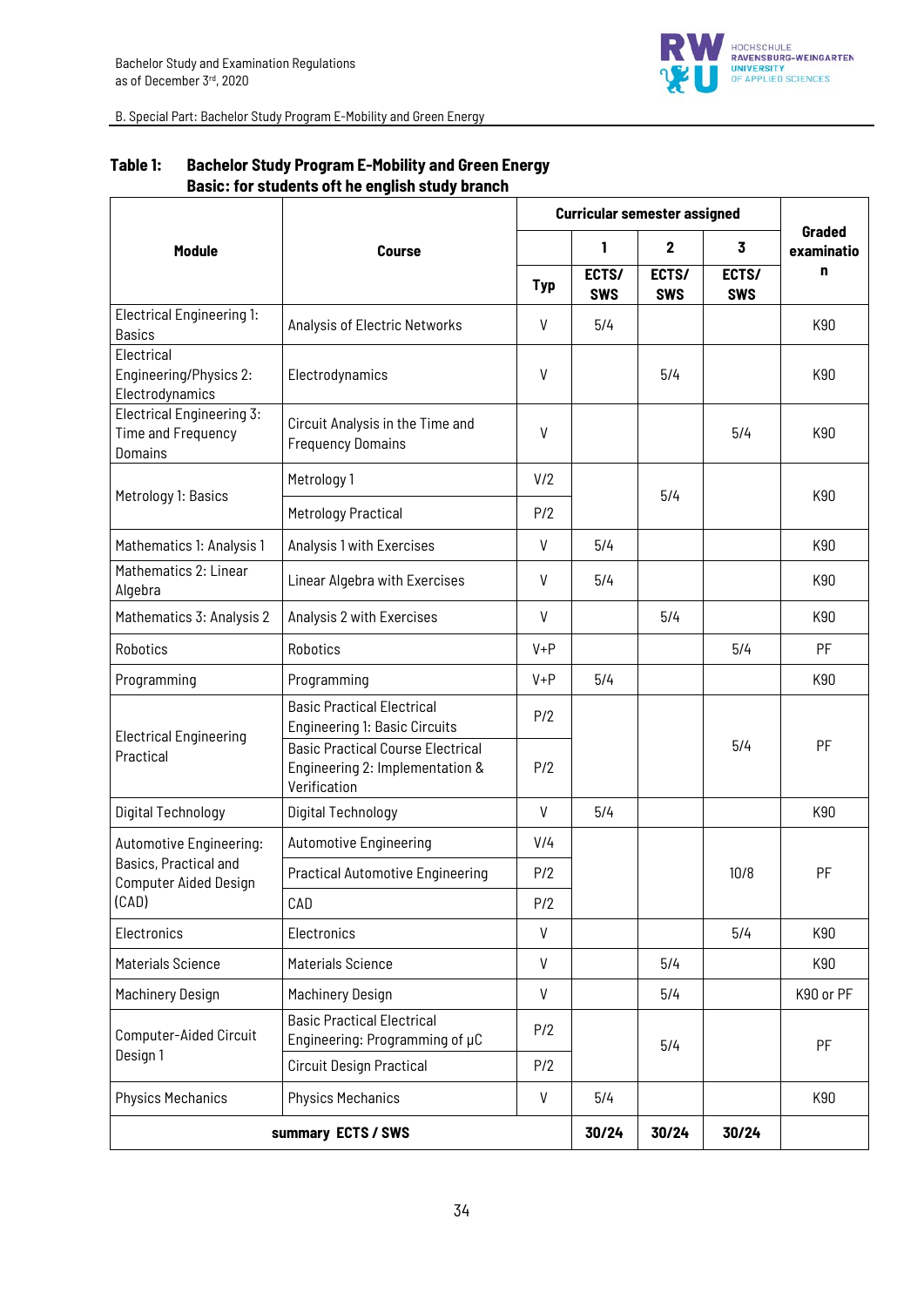B. Special Part: Bachelor Study Program E-Mobility and Green Energy

**Table 1: Bachelor Study Program E-Mobility and Green Energy**
**Basic: for students oft he english study branch**

| Module | Course | Curricular semester assigned | | | | Graded examination |
|---|---|---|---|---|---|---|
| | | | 1 | 2 | 3 | |
| | | Typ | ECTS/ SWS | ECTS/ SWS | ECTS/ SWS | |
| Electrical Engineering 1: Basics | Analysis of Electric Networks | V | 5/4 | | | K90 |
| Electrical Engineering/Physics 2: Electrodynamics | Electrodynamics | V | | 5/4 | | K90 |
| Electrical Engineering 3: Time and Frequency Domains | Circuit Analysis in the Time and Frequency Domains | V | | | 5/4 | K90 |
| Metrology 1: Basics | Metrology 1 | V/2 | | 5/4 | | K90 |
| | Metrology Practical | P/2 | | | | |
| Mathematics 1: Analysis 1 | Analysis 1 with Exercises | V | 5/4 | | | K90 |
| Mathematics 2: Linear Algebra | Linear Algebra with Exercises | V | 5/4 | | | K90 |
| Mathematics 3: Analysis 2 | Analysis 2 with Exercises | V | | 5/4 | | K90 |
| Robotics | Robotics | V+P | | | 5/4 | PF |
| Programming | Programming | V+P | 5/4 | | | K90 |
| Electrical Engineering Practical | Basic Practical Electrical Engineering 1: Basic Circuits | P/2 | | | 5/4 | PF |
| | Basic Practical Course Electrical Engineering 2: Implementation & Verification | P/2 | | | | |
| Digital Technology | Digital Technology | V | 5/4 | | | K90 |
| Automotive Engineering: Basics, Practical and Computer Aided Design (CAD) | Automotive Engineering | V/4 | | | 10/8 | PF |
| | Practical Automotive Engineering | P/2 | | | | |
| | CAD | P/2 | | | | |
| Electronics | Electronics | V | | | 5/4 | K90 |
| Materials Science | Materials Science | V | | 5/4 | | K90 |
| Machinery Design | Machinery Design | V | | 5/4 | | K90 or PF |
| Computer-Aided Circuit Design 1 | Basic Practical Electrical Engineering: Programming of µC | P/2 | | 5/4 | | PF |
| | Circuit Design Practical | P/2 | | | | |
| Physics Mechanics | Physics Mechanics | V | 5/4 | | | K90 |
| **summary ECTS / SWS** | | | **30/24** | **30/24** | **30/24** | |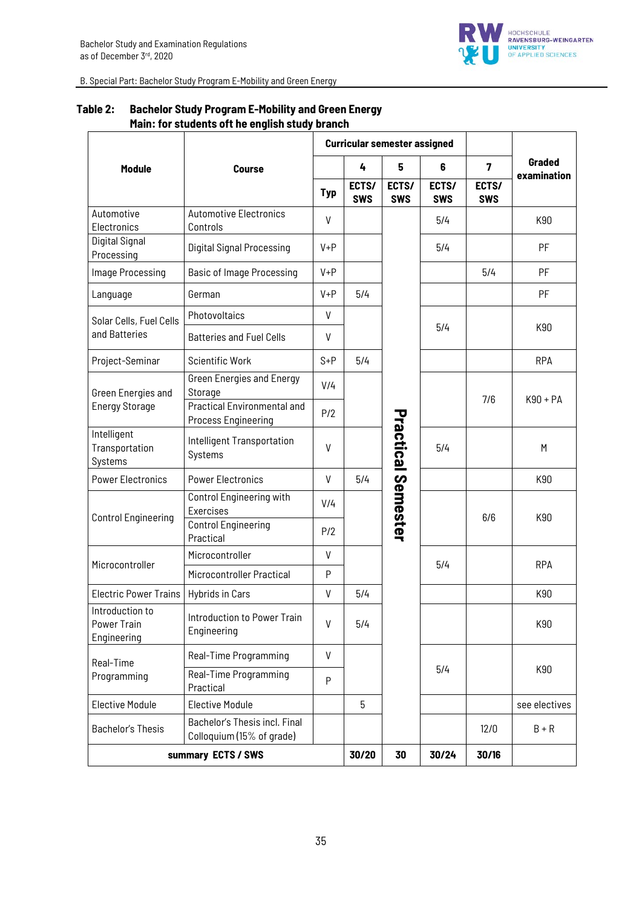B. Special Part: Bachelor Study Program E-Mobility and Green Energy

**Table 2: Bachelor Study Program E-Mobility and Green Energy**
**Main: for students oft he english study branch**

| Module | Course | Curricular semester assigned | | | | | Graded examination |
|---|---|---|---|---|---|---|---|
| | | | 4 | 5 | 6 | 7 | |
| | | Typ | ECTS/ SWS | ECTS/ SWS | ECTS/ SWS | ECTS/ SWS | |
| Automotive Electronics | Automotive Electronics Controls | V | | Practical Semester | 5/4 | | K90 |
| Digital Signal Processing | Digital Signal Processing | V+P | | | 5/4 | | PF |
| Image Processing | Basic of Image Processing | V+P | | | | 5/4 | PF |
| Language | German | V+P | 5/4 | | | | PF |
| Solar Cells, Fuel Cells and Batteries | Photovoltaics | V | | | 5/4 | | K90 |
| | Batteries and Fuel Cells | V | | | | | |
| Project-Seminar | Scientific Work | S+P | 5/4 | | | | RPA |
| Green Energies and Energy Storage | Green Energies and Energy Storage | V/4 | | | | 7/6 | K90 + PA |
| | Practical Environmental and Process Engineering | P/2 | | | | | |
| Intelligent Transportation Systems | Intelligent Transportation Systems | V | | | 5/4 | | M |
| Power Electronics | Power Electronics | V | 5/4 | | | | K90 |
| Control Engineering | Control Engineering with Exercises | V/4 | | | | 6/6 | K90 |
| | Control Engineering Practical | P/2 | | | | | |
| Microcontroller | Microcontroller | V | | | 5/4 | | RPA |
| | Microcontroller Practical | P | | | | | |
| Electric Power Trains | Hybrids in Cars | V | 5/4 | | | | K90 |
| Introduction to Power Train Engineering | Introduction to Power Train Engineering | V | 5/4 | | | | K90 |
| Real-Time Programming | Real-Time Programming | V | | | 5/4 | | K90 |
| | Real-Time Programming Practical | P | | | | | |
| Elective Module | Elective Module | | 5 | | | | see electives |
| Bachelor's Thesis | Bachelor's Thesis incl. Final Colloquium (15% of grade) | | | | | 12/0 | B + R |
| summary ECTS / SWS | | | 30/20 | 30 | 30/24 | 30/16 | |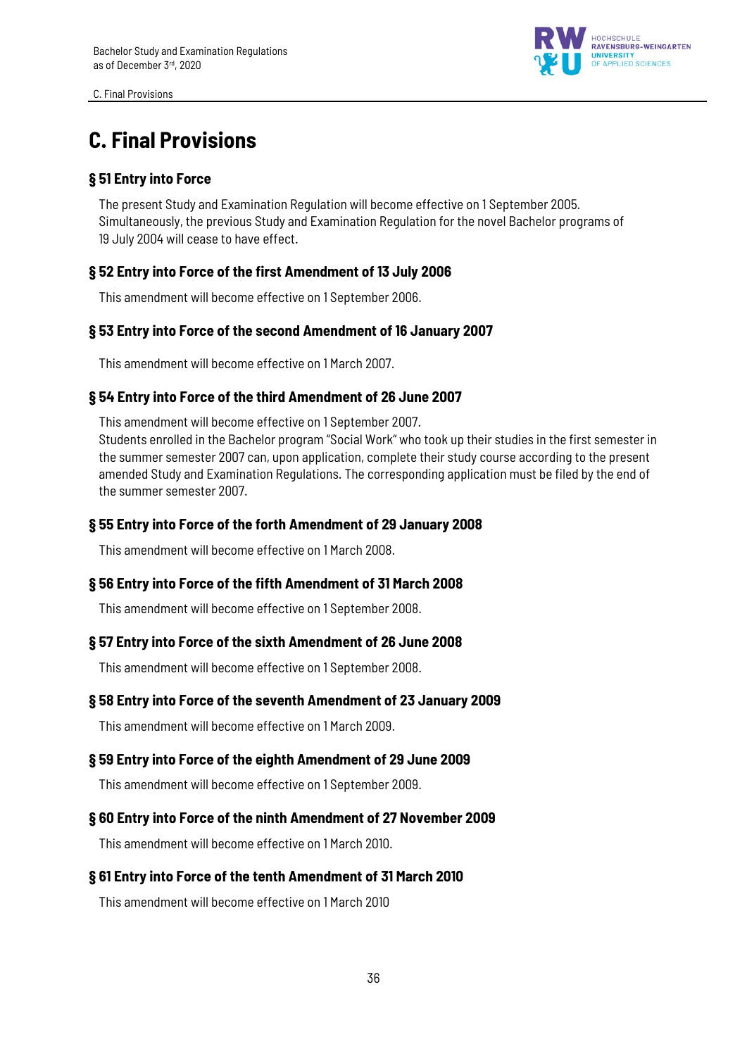# C. Final Provisions

## § 51 Entry into Force

The present Study and Examination Regulation will become effective on 1 September 2005. Simultaneously, the previous Study and Examination Regulation for the novel Bachelor programs of 19 July 2004 will cease to have effect.

## § 52 Entry into Force of the first Amendment of 13 July 2006

This amendment will become effective on 1 September 2006.

## § 53 Entry into Force of the second Amendment of 16 January 2007

This amendment will become effective on 1 March 2007.

## § 54 Entry into Force of the third Amendment of 26 June 2007

This amendment will become effective on 1 September 2007.
Students enrolled in the Bachelor program "Social Work" who took up their studies in the first semester in the summer semester 2007 can, upon application, complete their study course according to the present amended Study and Examination Regulations. The corresponding application must be filed by the end of the summer semester 2007.

## § 55 Entry into Force of the forth Amendment of 29 January 2008

This amendment will become effective on 1 March 2008.

## § 56 Entry into Force of the fifth Amendment of 31 March 2008

This amendment will become effective on 1 September 2008.

## § 57 Entry into Force of the sixth Amendment of 26 June 2008

This amendment will become effective on 1 September 2008.

## § 58 Entry into Force of the seventh Amendment of 23 January 2009

This amendment will become effective on 1 March 2009.

## § 59 Entry into Force of the eighth Amendment of 29 June 2009

This amendment will become effective on 1 September 2009.

## § 60 Entry into Force of the ninth Amendment of 27 November 2009

This amendment will become effective on 1 March 2010.

## § 61 Entry into Force of the tenth Amendment of 31 March 2010

This amendment will become effective on 1 March 2010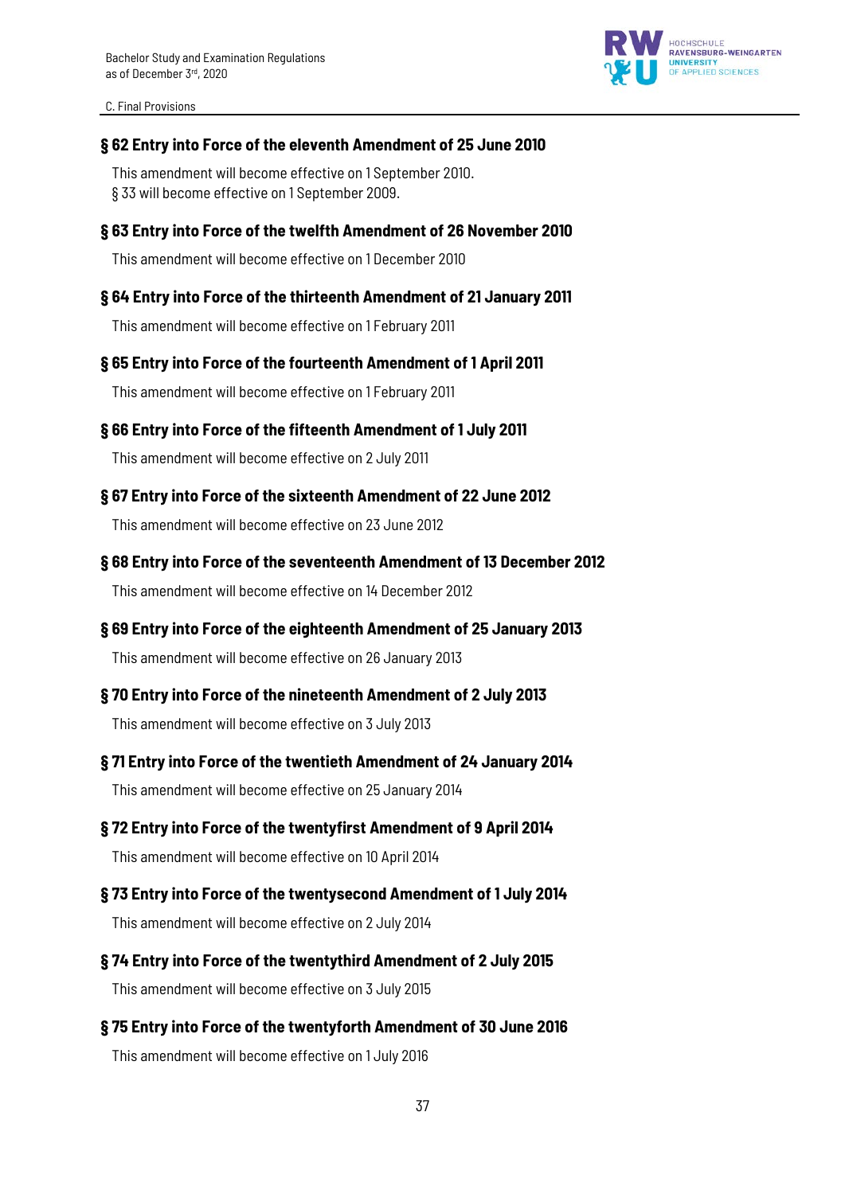## § 62 Entry into Force of the eleventh Amendment of 25 June 2010

This amendment will become effective on 1 September 2010.
§ 33 will become effective on 1 September 2009.

## § 63 Entry into Force of the twelfth Amendment of 26 November 2010

This amendment will become effective on 1 December 2010

## § 64 Entry into Force of the thirteenth Amendment of 21 January 2011

This amendment will become effective on 1 February 2011

## § 65 Entry into Force of the fourteenth Amendment of 1 April 2011

This amendment will become effective on 1 February 2011

## § 66 Entry into Force of the fifteenth Amendment of 1 July 2011

This amendment will become effective on 2 July 2011

## § 67 Entry into Force of the sixteenth Amendment of 22 June 2012

This amendment will become effective on 23 June 2012

## § 68 Entry into Force of the seventeenth Amendment of 13 December 2012

This amendment will become effective on 14 December 2012

## § 69 Entry into Force of the eighteenth Amendment of 25 January 2013

This amendment will become effective on 26 January 2013

## § 70 Entry into Force of the nineteenth Amendment of 2 July 2013

This amendment will become effective on 3 July 2013

## § 71 Entry into Force of the twentieth Amendment of 24 January 2014

This amendment will become effective on 25 January 2014

## § 72 Entry into Force of the twentyfirst Amendment of 9 April 2014

This amendment will become effective on 10 April 2014

## § 73 Entry into Force of the twentysecond Amendment of 1 July 2014

This amendment will become effective on 2 July 2014

## § 74 Entry into Force of the twentythird Amendment of 2 July 2015

This amendment will become effective on 3 July 2015

## § 75 Entry into Force of the twentyforth Amendment of 30 June 2016

This amendment will become effective on 1 July 2016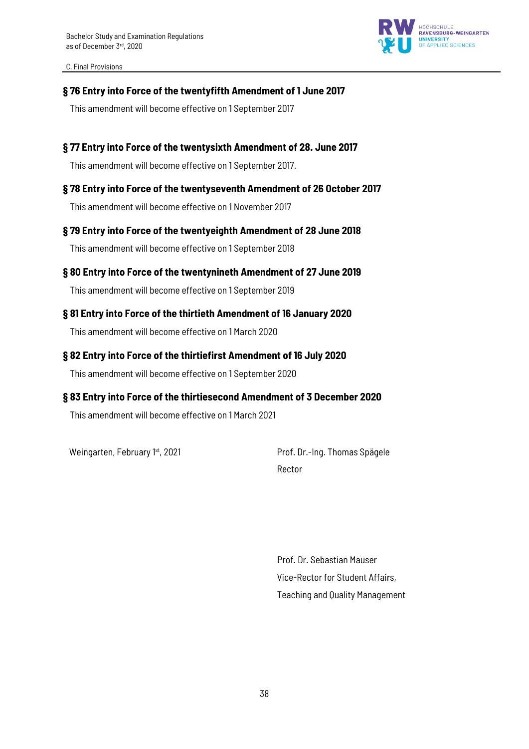### § 76 Entry into Force of the twentyfifth Amendment of 1 June 2017

This amendment will become effective on 1 September 2017

### § 77 Entry into Force of the twentysixth Amendment of 28. June 2017

This amendment will become effective on 1 September 2017.

### § 78 Entry into Force of the twentyseventh Amendment of 26 October 2017

This amendment will become effective on 1 November 2017

### § 79 Entry into Force of the twentyeighth Amendment of 28 June 2018

This amendment will become effective on 1 September 2018

### § 80 Entry into Force of the twentynineth Amendment of 27 June 2019

This amendment will become effective on 1 September 2019

### § 81 Entry into Force of the thirtieth Amendment of 16 January 2020

This amendment will become effective on 1 March 2020

### § 82 Entry into Force of the thirtiefirst Amendment of 16 July 2020

This amendment will become effective on 1 September 2020

### § 83 Entry into Force of the thirtiesecond Amendment of 3 December 2020

This amendment will become effective on 1 March 2021

Weingarten, February 1st, 2021

Prof. Dr.-Ing. Thomas Spägele
Rector

Prof. Dr. Sebastian Mauser
Vice-Rector for Student Affairs,
Teaching and Quality Management